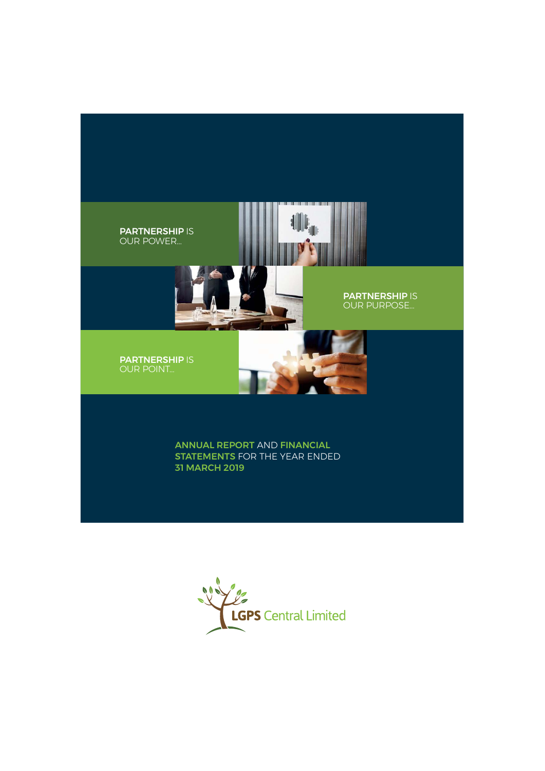**PARTNERSHIP** IS
OUR POWER...

**PARTNERSHIP** IS
OUR PURPOSE...

**PARTNERSHIP** IS
OUR POINT...

# ANNUAL REPORT AND FINANCIAL STATEMENTS FOR THE YEAR ENDED 31 MARCH 2019

LGPS Central Limited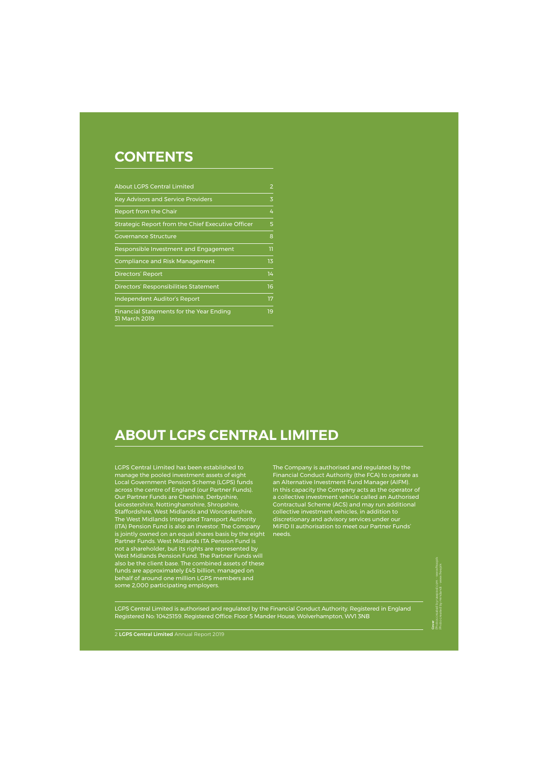# CONTENTS

| | |
|---|---|
| About LGPS Central Limited | 2 |
| Key Advisors and Service Providers | 3 |
| Report from the Chair | 4 |
| Strategic Report from the Chief Executive Officer | 5 |
| Governance Structure | 8 |
| Responsible Investment and Engagement | 11 |
| Compliance and Risk Management | 13 |
| Directors' Report | 14 |
| Directors' Responsibilities Statement | 16 |
| Independent Auditor's Report | 17 |
| Financial Statements for the Year Ending 31 March 2019 | 19 |

# ABOUT LGPS CENTRAL LIMITED

LGPS Central Limited has been established to manage the pooled investment assets of eight Local Government Pension Scheme (LGPS) funds across the centre of England (our Partner Funds). Our Partner Funds are Cheshire, Derbyshire, Leicestershire, Nottinghamshire, Shropshire, Staffordshire, West Midlands and Worcestershire. The West Midlands Integrated Transport Authority (ITA) Pension Fund is also an investor. The Company is jointly owned on an equal shares basis by the eight Partner Funds. West Midlands ITA Pension Fund is not a shareholder, but its rights are represented by West Midlands Pension Fund. The Partner Funds will also be the client base. The combined assets of these funds are approximately £45 billion, managed on behalf of around one million LGPS members and some 2,000 participating employers.

The Company is authorised and regulated by the Financial Conduct Authority (the FCA) to operate as an Alternative Investment Fund Manager (AIFM). In this capacity the Company acts as the operator of a collective investment vehicle called an Authorised Contractual Scheme (ACS) and may run additional collective investment vehicles, in addition to discretionary and advisory services under our MiFID II authorisation to meet our Partner Funds' needs.

LGPS Central Limited is authorised and regulated by the Financial Conduct Authority. Registered in England Registered No: 10425159. Registered Office: Floor 5 Mander House, Wolverhampton, WV1 3NB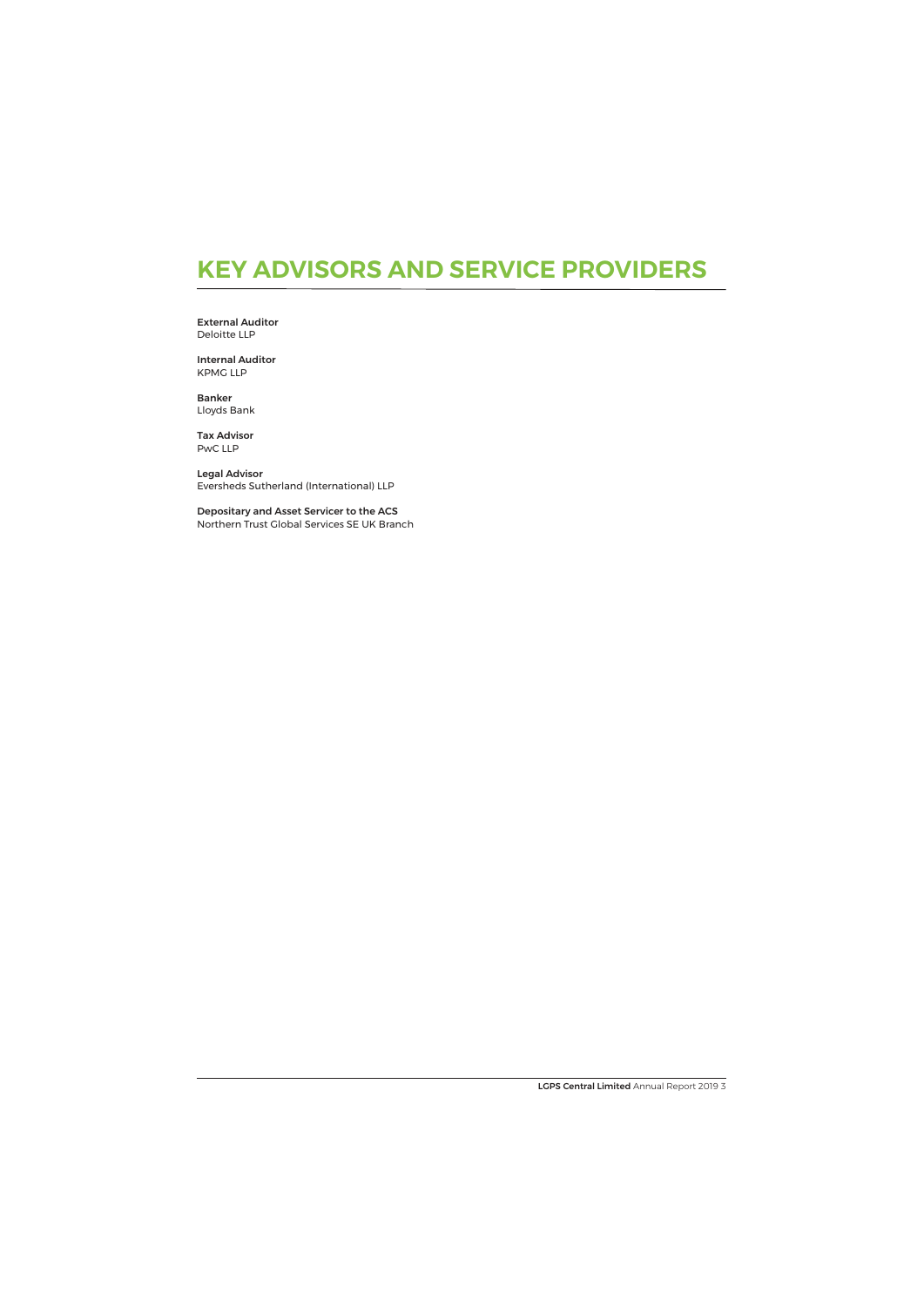# KEY ADVISORS AND SERVICE PROVIDERS

**External Auditor**
Deloitte LLP

**Internal Auditor**
KPMG LLP

**Banker**
Lloyds Bank

**Tax Advisor**
PwC LLP

**Legal Advisor**
Eversheds Sutherland (International) LLP

**Depositary and Asset Servicer to the ACS**
Northern Trust Global Services SE UK Branch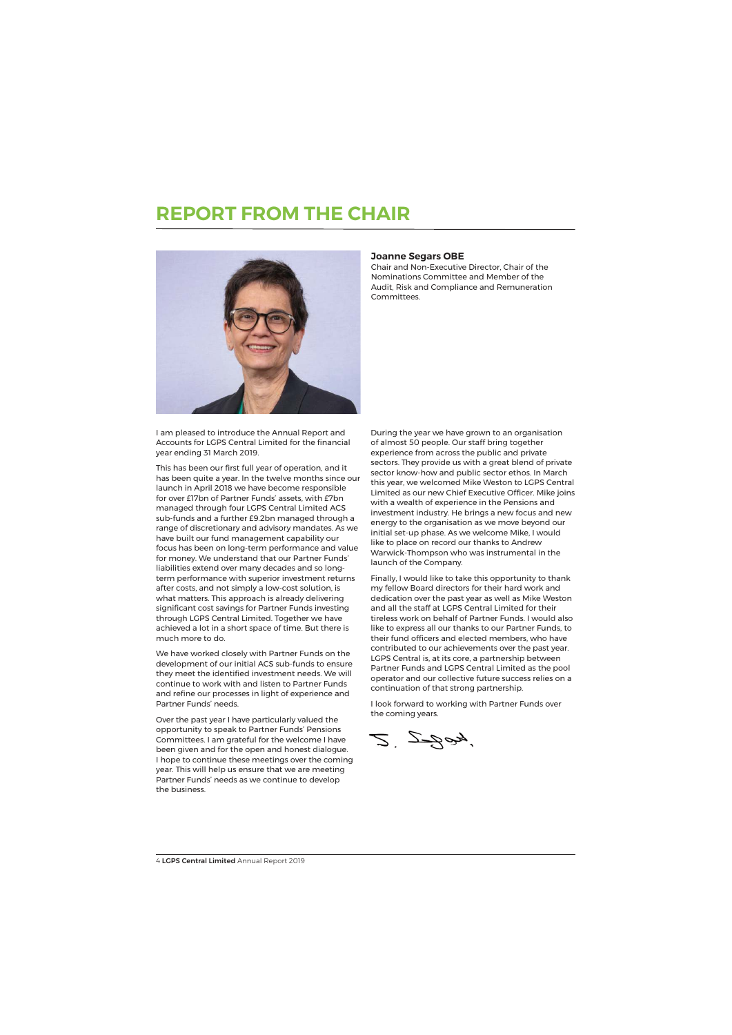# REPORT FROM THE CHAIR

**Joanne Segars OBE**
Chair and Non-Executive Director, Chair of the Nominations Committee and Member of the Audit, Risk and Compliance and Remuneration Committees.

I am pleased to introduce the Annual Report and Accounts for LGPS Central Limited for the financial year ending 31 March 2019.

This has been our first full year of operation, and it has been quite a year. In the twelve months since our launch in April 2018 we have become responsible for over £17bn of Partner Funds' assets, with £7bn managed through four LGPS Central Limited ACS sub-funds and a further £9.2bn managed through a range of discretionary and advisory mandates. As we have built our fund management capability our focus has been on long-term performance and value for money. We understand that our Partner Funds' liabilities extend over many decades and so long-term performance with superior investment returns after costs, and not simply a low-cost solution, is what matters. This approach is already delivering significant cost savings for Partner Funds investing through LGPS Central Limited. Together we have achieved a lot in a short space of time. But there is much more to do.

We have worked closely with Partner Funds on the development of our initial ACS sub-funds to ensure they meet the identified investment needs. We will continue to work with and listen to Partner Funds and refine our processes in light of experience and Partner Funds' needs.

Over the past year I have particularly valued the opportunity to speak to Partner Funds' Pensions Committees. I am grateful for the welcome I have been given and for the open and honest dialogue. I hope to continue these meetings over the coming year. This will help us ensure that we are meeting Partner Funds' needs as we continue to develop the business.

During the year we have grown to an organisation of almost 50 people. Our staff bring together experience from across the public and private sectors. They provide us with a great blend of private sector know-how and public sector ethos. In March this year, we welcomed Mike Weston to LGPS Central Limited as our new Chief Executive Officer. Mike joins with a wealth of experience in the Pensions and investment industry. He brings a new focus and new energy to the organisation as we move beyond our initial set-up phase. As we welcome Mike, I would like to place on record our thanks to Andrew Warwick-Thompson who was instrumental in the launch of the Company.

Finally, I would like to take this opportunity to thank my fellow Board directors for their hard work and dedication over the past year as well as Mike Weston and all the staff at LGPS Central Limited for their tireless work on behalf of Partner Funds. I would also like to express all our thanks to our Partner Funds, to their fund officers and elected members, who have contributed to our achievements over the past year. LGPS Central is, at its core, a partnership between Partner Funds and LGPS Central Limited as the pool operator and our collective future success relies on a continuation of that strong partnership.

I look forward to working with Partner Funds over the coming years.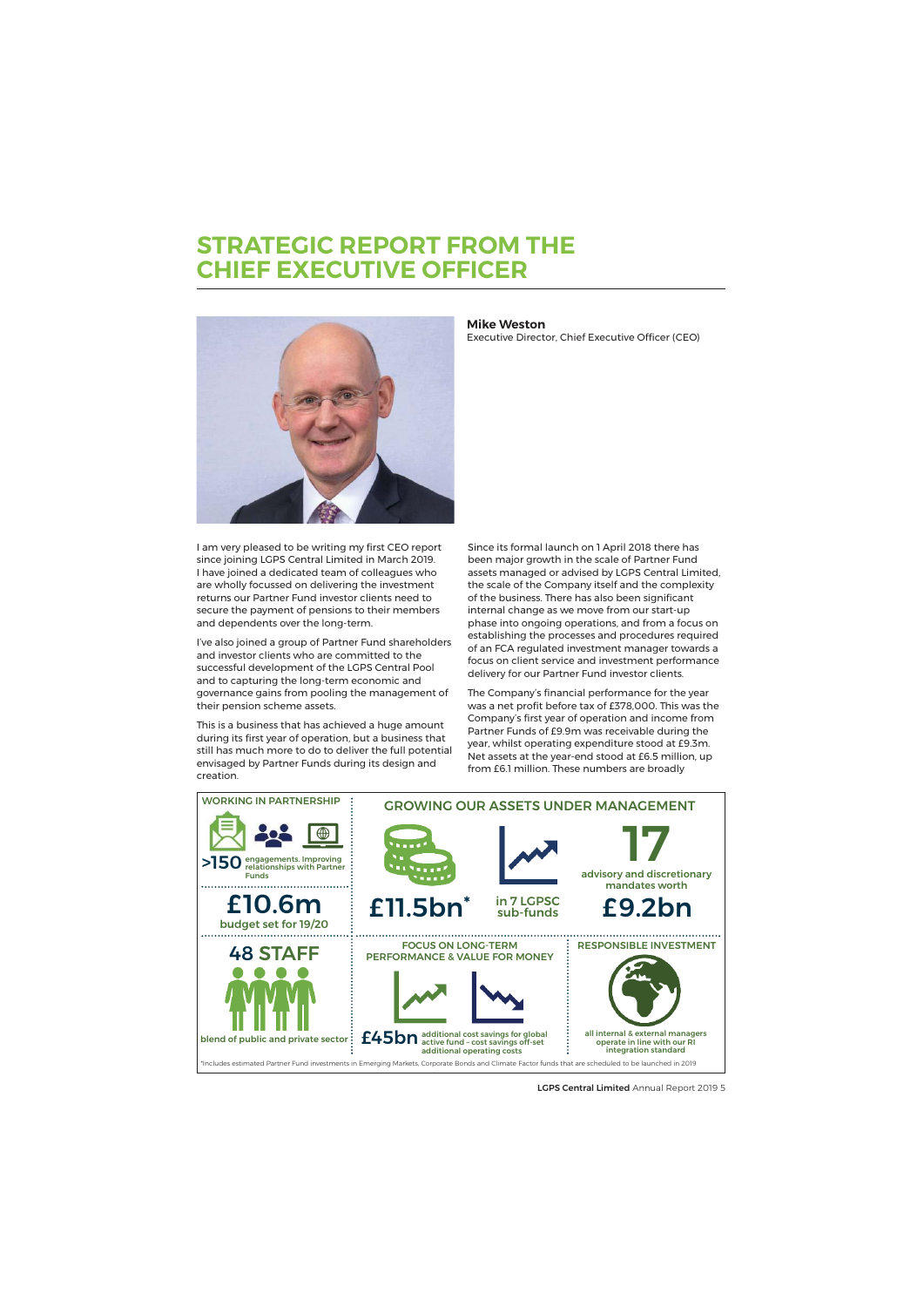# STRATEGIC REPORT FROM THE CHIEF EXECUTIVE OFFICER

**Mike Weston**
Executive Director, Chief Executive Officer (CEO)

I am very pleased to be writing my first CEO report since joining LGPS Central Limited in March 2019. I have joined a dedicated team of colleagues who are wholly focussed on delivering the investment returns our Partner Fund investor clients need to secure the payment of pensions to their members and dependents over the long-term.

I've also joined a group of Partner Fund shareholders and investor clients who are committed to the successful development of the LGPS Central Pool and to capturing the long-term economic and governance gains from pooling the management of their pension scheme assets.

This is a business that has achieved a huge amount during its first year of operation, but a business that still has much more to do to deliver the full potential envisaged by Partner Funds during its design and creation.

Since its formal launch on 1 April 2018 there has been major growth in the scale of Partner Fund assets managed or advised by LGPS Central Limited, the scale of the Company itself and the complexity of the business. There has also been significant internal change as we move from our start-up phase into ongoing operations, and from a focus on establishing the processes and procedures required of an FCA regulated investment manager towards a focus on client service and investment performance delivery for our Partner Fund investor clients.

The Company's financial performance for the year was a net profit before tax of £378,000. This was the Company's first year of operation and income from Partner Funds of £9.9m was receivable during the year, whilst operating expenditure stood at £9.3m. Net assets at the year-end stood at £6.5 million, up from £6.1 million. These numbers are broadly

**WORKING IN PARTNERSHIP**

- **>150** engagements. Improving relationships with Partner Funds
- **£10.6m** budget set for 19/20
- **48 STAFF** blend of public and private sector

**GROWING OUR ASSETS UNDER MANAGEMENT**

- **£11.5bn*** in 7 LGPSC sub-funds
- **17** advisory and discretionary mandates worth **£9.2bn**

**FOCUS ON LONG-TERM PERFORMANCE & VALUE FOR MONEY**

- **£45bn** additional cost savings for global active fund – cost savings off-set additional operating costs

**RESPONSIBLE INVESTMENT**

- all internal & external managers operate in line with our RI integration standard

*Includes estimated Partner Fund investments in Emerging Markets, Corporate Bonds and Climate Factor funds that are scheduled to be launched in 2019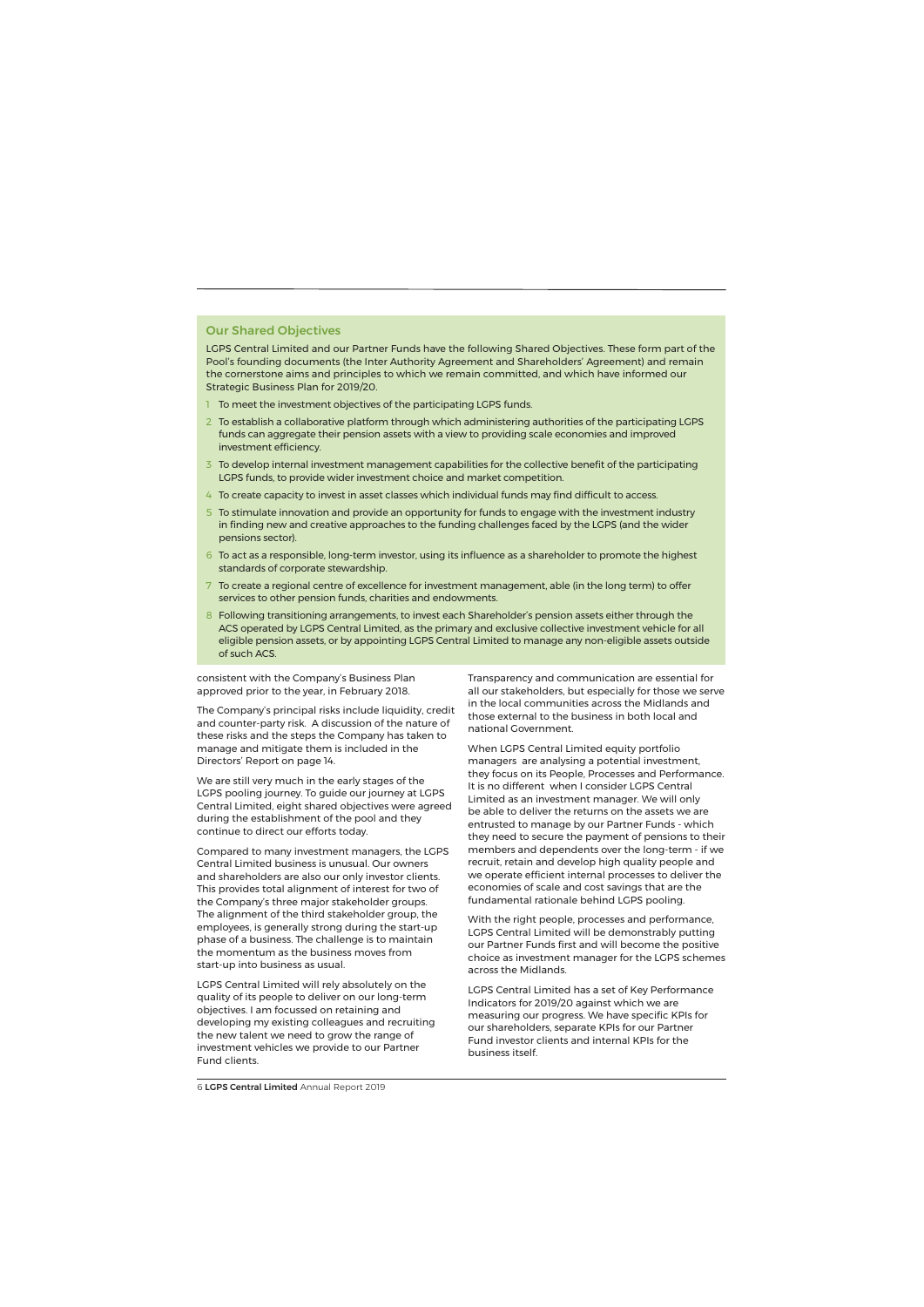## Our Shared Objectives

LGPS Central Limited and our Partner Funds have the following Shared Objectives. These form part of the Pool's founding documents (the Inter Authority Agreement and Shareholders' Agreement) and remain the cornerstone aims and principles to which we remain committed, and which have informed our Strategic Business Plan for 2019/20.

1. To meet the investment objectives of the participating LGPS funds.
2. To establish a collaborative platform through which administering authorities of the participating LGPS funds can aggregate their pension assets with a view to providing scale economies and improved investment efficiency.
3. To develop internal investment management capabilities for the collective benefit of the participating LGPS funds, to provide wider investment choice and market competition.
4. To create capacity to invest in asset classes which individual funds may find difficult to access.
5. To stimulate innovation and provide an opportunity for funds to engage with the investment industry in finding new and creative approaches to the funding challenges faced by the LGPS (and the wider pensions sector).
6. To act as a responsible, long-term investor, using its influence as a shareholder to promote the highest standards of corporate stewardship.
7. To create a regional centre of excellence for investment management, able (in the long term) to offer services to other pension funds, charities and endowments.
8. Following transitioning arrangements, to invest each Shareholder's pension assets either through the ACS operated by LGPS Central Limited, as the primary and exclusive collective investment vehicle for all eligible pension assets, or by appointing LGPS Central Limited to manage any non-eligible assets outside of such ACS.

consistent with the Company's Business Plan approved prior to the year, in February 2018.

The Company's principal risks include liquidity, credit and counter-party risk. A discussion of the nature of these risks and the steps the Company has taken to manage and mitigate them is included in the Directors' Report on page 14.

We are still very much in the early stages of the LGPS pooling journey. To guide our journey at LGPS Central Limited, eight shared objectives were agreed during the establishment of the pool and they continue to direct our efforts today.

Compared to many investment managers, the LGPS Central Limited business is unusual. Our owners and shareholders are also our only investor clients. This provides total alignment of interest for two of the Company's three major stakeholder groups. The alignment of the third stakeholder group, the employees, is generally strong during the start-up phase of a business. The challenge is to maintain the momentum as the business moves from start-up into business as usual.

LGPS Central Limited will rely absolutely on the quality of its people to deliver on our long-term objectives. I am focussed on retaining and developing my existing colleagues and recruiting the new talent we need to grow the range of investment vehicles we provide to our Partner Fund clients.

Transparency and communication are essential for all our stakeholders, but especially for those we serve in the local communities across the Midlands and those external to the business in both local and national Government.

When LGPS Central Limited equity portfolio managers are analysing a potential investment, they focus on its People, Processes and Performance. It is no different when I consider LGPS Central Limited as an investment manager. We will only be able to deliver the returns on the assets we are entrusted to manage by our Partner Funds - which they need to secure the payment of pensions to their members and dependents over the long-term - if we recruit, retain and develop high quality people and we operate efficient internal processes to deliver the economies of scale and cost savings that are the fundamental rationale behind LGPS pooling.

With the right people, processes and performance, LGPS Central Limited will be demonstrably putting our Partner Funds first and will become the positive choice as investment manager for the LGPS schemes across the Midlands.

LGPS Central Limited has a set of Key Performance Indicators for 2019/20 against which we are measuring our progress. We have specific KPIs for our shareholders, separate KPIs for our Partner Fund investor clients and internal KPIs for the business itself.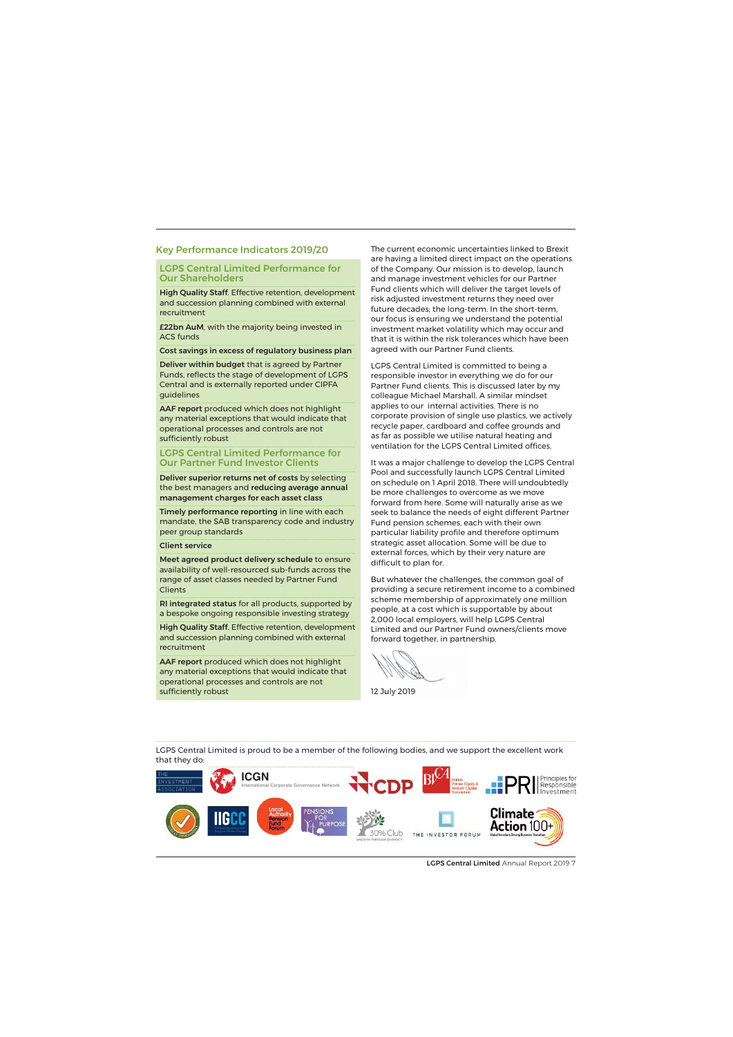## Key Performance Indicators 2019/20

### LGPS Central Limited Performance for Our Shareholders

**High Quality Staff**. Effective retention, development and succession planning combined with external recruitment

**£22bn AuM**, with the majority being invested in ACS funds

**Cost savings in excess of regulatory business plan**

**Deliver within budget** that is agreed by Partner Funds, reflects the stage of development of LGPS Central and is externally reported under CIPFA guidelines

**AAF report** produced which does not highlight any material exceptions that would indicate that operational processes and controls are not sufficiently robust

### LGPS Central Limited Performance for Our Partner Fund Investor Clients

**Deliver superior returns net of costs** by selecting the best managers and **reducing average annual management charges for each asset class**

**Timely performance reporting** in line with each mandate, the SAB transparency code and industry peer group standards

**Client service**

**Meet agreed product delivery schedule** to ensure availability of well-resourced sub-funds across the range of asset classes needed by Partner Fund Clients

**RI integrated status** for all products, supported by a bespoke ongoing responsible investing strategy

**High Quality Staff**. Effective retention, development and succession planning combined with external recruitment

**AAF report** produced which does not highlight any material exceptions that would indicate that operational processes and controls are not sufficiently robust

The current economic uncertainties linked to Brexit are having a limited direct impact on the operations of the Company. Our mission is to develop, launch and manage investment vehicles for our Partner Fund clients which will deliver the target levels of risk adjusted investment returns they need over future decades; the long-term. In the short-term, our focus is ensuring we understand the potential investment market volatility which may occur and that it is within the risk tolerances which have been agreed with our Partner Fund clients.

LGPS Central Limited is committed to being a responsible investor in everything we do for our Partner Fund clients. This is discussed later by my colleague Michael Marshall. A similar mindset applies to our internal activities. There is no corporate provision of single use plastics, we actively recycle paper, cardboard and coffee grounds and as far as possible we utilise natural heating and ventilation for the LGPS Central Limited offices.

It was a major challenge to develop the LGPS Central Pool and successfully launch LGPS Central Limited on schedule on 1 April 2018. There will undoubtedly be more challenges to overcome as we move forward from here. Some will naturally arise as we seek to balance the needs of eight different Partner Fund pension schemes, each with their own particular liability profile and therefore optimum strategic asset allocation. Some will be due to external forces, which by their very nature are difficult to plan for.

But whatever the challenges, the common goal of providing a secure retirement income to a combined scheme membership of approximately one million people, at a cost which is supportable by about 2,000 local employers, will help LGPS Central Limited and our Partner Fund owners/clients move forward together, in partnership.

12 July 2019

LGPS Central Limited is proud to be a member of the following bodies, and we support the excellent work that they do:

The Investment Association · ICGN International Corporate Governance Network · CDP · BVCA British Private Equity & Venture Capital Association · PRI Principles for Responsible Investment · IIGCC · Local Authority Pension Fund Forum · Pensions for Purpose · 30% Club · The Investor Forum · Climate Action 100+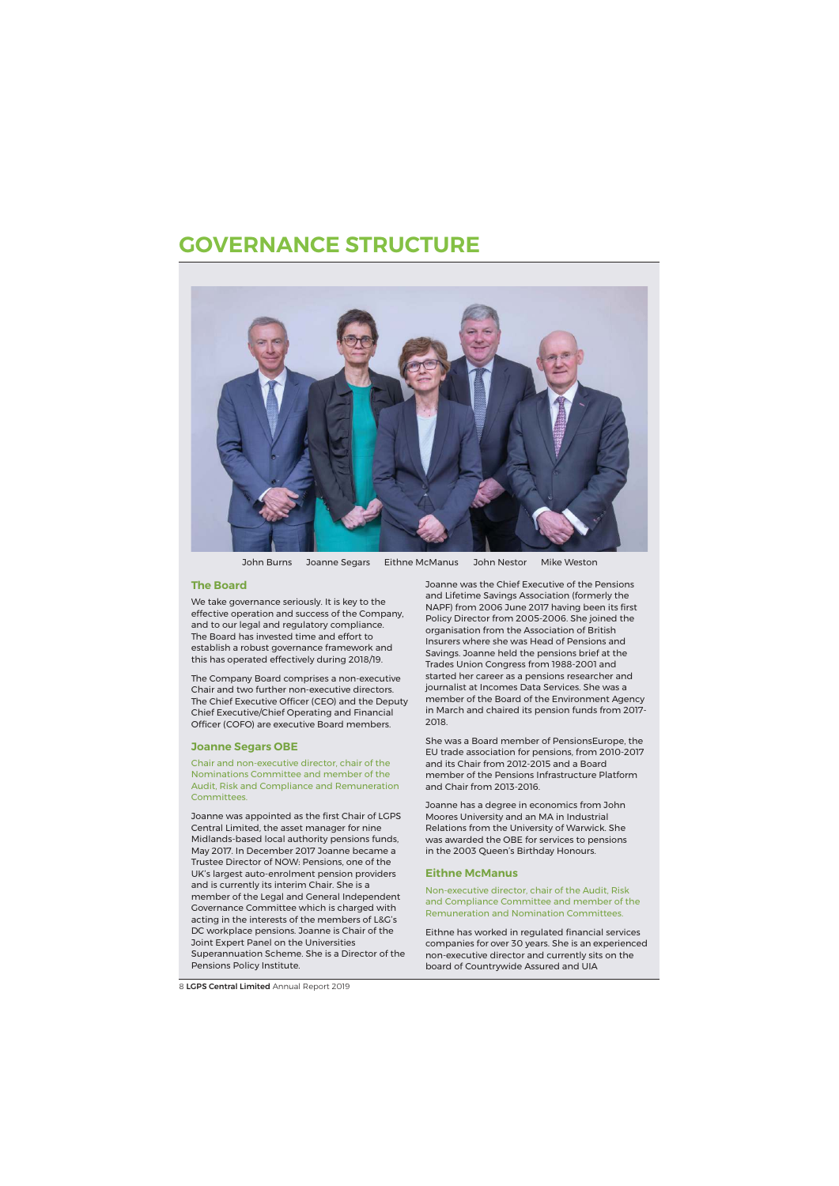# GOVERNANCE STRUCTURE

John Burns    Joanne Segars    Eithne McManus    John Nestor    Mike Weston

## The Board

We take governance seriously. It is key to the effective operation and success of the Company, and to our legal and regulatory compliance. The Board has invested time and effort to establish a robust governance framework and this has operated effectively during 2018/19.

The Company Board comprises a non-executive Chair and two further non-executive directors. The Chief Executive Officer (CEO) and the Deputy Chief Executive/Chief Operating and Financial Officer (COFO) are executive Board members.

### Joanne Segars OBE

Chair and non-executive director, chair of the Nominations Committee and member of the Audit, Risk and Compliance and Remuneration Committees.

Joanne was appointed as the first Chair of LGPS Central Limited, the asset manager for nine Midlands-based local authority pensions funds, May 2017. In December 2017 Joanne became a Trustee Director of NOW: Pensions, one of the UK's largest auto-enrolment pension providers and is currently its interim Chair. She is a member of the Legal and General Independent Governance Committee which is charged with acting in the interests of the members of L&G's DC workplace pensions. Joanne is Chair of the Joint Expert Panel on the Universities Superannuation Scheme. She is a Director of the Pensions Policy Institute.

Joanne was the Chief Executive of the Pensions and Lifetime Savings Association (formerly the NAPF) from 2006 June 2017 having been its first Policy Director from 2005-2006. She joined the organisation from the Association of British Insurers where she was Head of Pensions and Savings. Joanne held the pensions brief at the Trades Union Congress from 1988-2001 and started her career as a pensions researcher and journalist at Incomes Data Services. She was a member of the Board of the Environment Agency in March and chaired its pension funds from 2017-2018.

She was a Board member of PensionsEurope, the EU trade association for pensions, from 2010-2017 and its Chair from 2012-2015 and a Board member of the Pensions Infrastructure Platform and Chair from 2013-2016.

Joanne has a degree in economics from John Moores University and an MA in Industrial Relations from the University of Warwick. She was awarded the OBE for services to pensions in the 2003 Queen's Birthday Honours.

### Eithne McManus

Non-executive director, chair of the Audit, Risk and Compliance Committee and member of the Remuneration and Nomination Committees.

Eithne has worked in regulated financial services companies for over 30 years. She is an experienced non-executive director and currently sits on the board of Countrywide Assured and UIA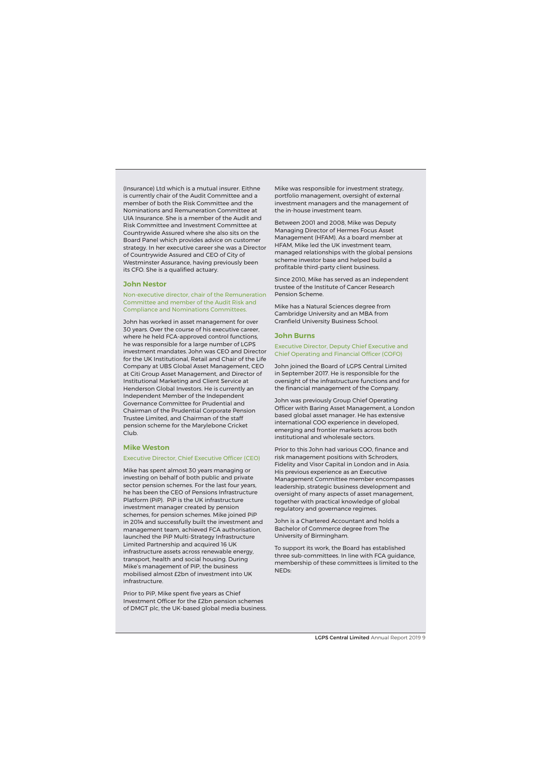(Insurance) Ltd which is a mutual insurer. Eithne is currently chair of the Audit Committee and a member of both the Risk Committee and the Nominations and Remuneration Committee at UIA Insurance. She is a member of the Audit and Risk Committee and Investment Committee at Countrywide Assured where she also sits on the Board Panel which provides advice on customer strategy. In her executive career she was a Director of Countrywide Assured and CEO of City of Westminster Assurance, having previously been its CFO. She is a qualified actuary.

### John Nestor

Non-executive director, chair of the Remuneration Committee and member of the Audit Risk and Compliance and Nominations Committees.

John has worked in asset management for over 30 years. Over the course of his executive career, where he held FCA-approved control functions, he was responsible for a large number of LGPS investment mandates. John was CEO and Director for the UK Institutional, Retail and Chair of the Life Company at UBS Global Asset Management, CEO at Citi Group Asset Management, and Director of Institutional Marketing and Client Service at Henderson Global Investors. He is currently an Independent Member of the Independent Governance Committee for Prudential and Chairman of the Prudential Corporate Pension Trustee Limited, and Chairman of the staff pension scheme for the Marylebone Cricket Club.

### Mike Weston

Executive Director, Chief Executive Officer (CEO)

Mike has spent almost 30 years managing or investing on behalf of both public and private sector pension schemes. For the last four years, he has been the CEO of Pensions Infrastructure Platform (PiP). PiP is the UK infrastructure investment manager created by pension schemes, for pension schemes. Mike joined PiP in 2014 and successfully built the investment and management team, achieved FCA authorisation, launched the PiP Multi-Strategy Infrastructure Limited Partnership and acquired 16 UK infrastructure assets across renewable energy, transport, health and social housing. During Mike's management of PiP, the business mobilised almost £2bn of investment into UK infrastructure.

Prior to PiP, Mike spent five years as Chief Investment Officer for the £2bn pension schemes of DMGT plc, the UK-based global media business. Mike was responsible for investment strategy, portfolio management, oversight of external investment managers and the management of the in-house investment team.

Between 2001 and 2008, Mike was Deputy Managing Director of Hermes Focus Asset Management (HFAM). As a board member at HFAM, Mike led the UK investment team, managed relationships with the global pensions scheme investor base and helped build a profitable third-party client business.

Since 2010, Mike has served as an independent trustee of the Institute of Cancer Research Pension Scheme.

Mike has a Natural Sciences degree from Cambridge University and an MBA from Cranfield University Business School.

### John Burns

Executive Director, Deputy Chief Executive and Chief Operating and Financial Officer (COFO)

John joined the Board of LGPS Central Limited in September 2017. He is responsible for the oversight of the infrastructure functions and for the financial management of the Company.

John was previously Group Chief Operating Officer with Baring Asset Management, a London based global asset manager. He has extensive international COO experience in developed, emerging and frontier markets across both institutional and wholesale sectors.

Prior to this John had various COO, finance and risk management positions with Schroders, Fidelity and Visor Capital in London and in Asia. His previous experience as an Executive Management Committee member encompasses leadership, strategic business development and oversight of many aspects of asset management, together with practical knowledge of global regulatory and governance regimes.

John is a Chartered Accountant and holds a Bachelor of Commerce degree from The University of Birmingham.

To support its work, the Board has established three sub-committees. In line with FCA guidance, membership of these committees is limited to the NEDs: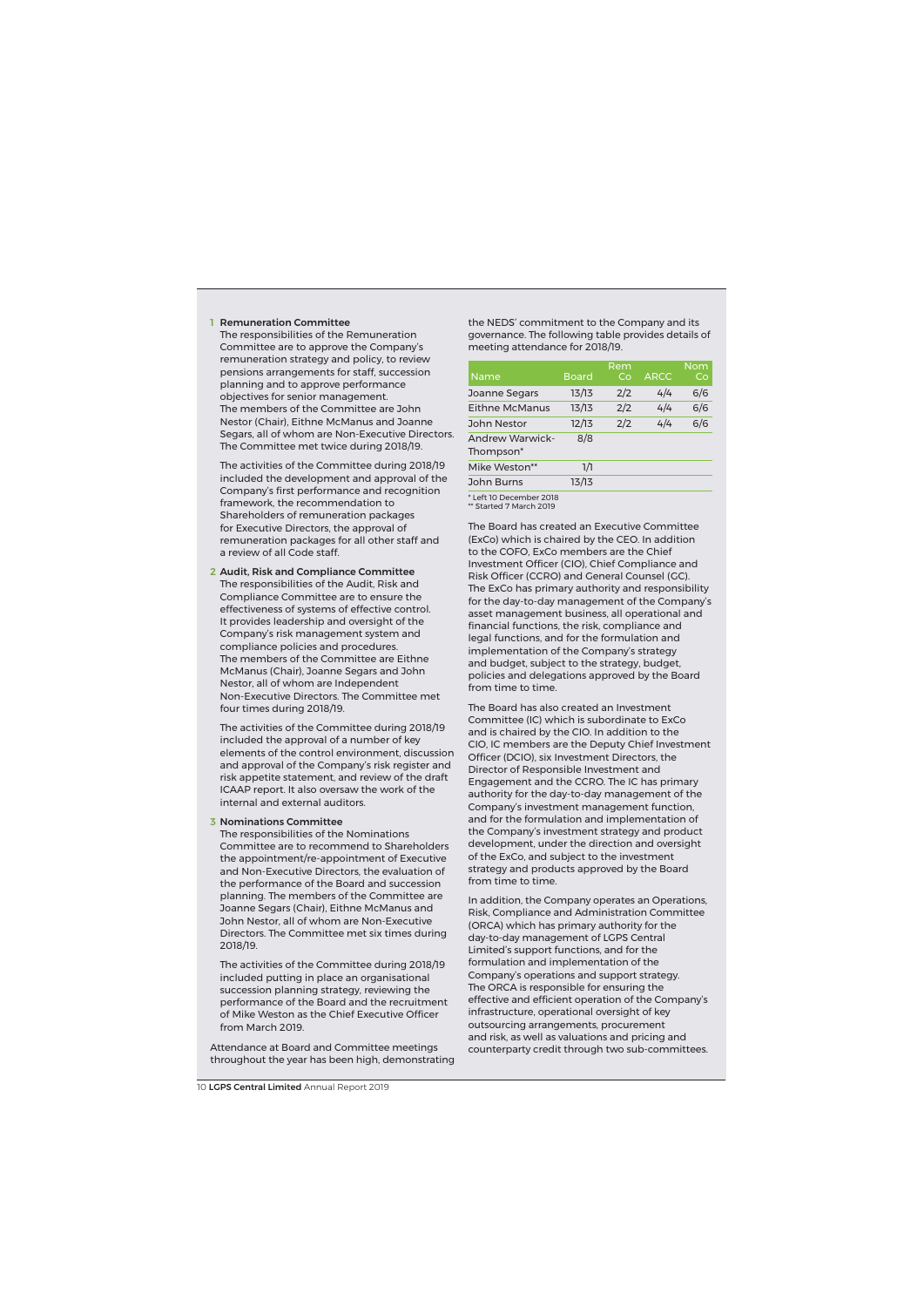1. **Remuneration Committee**
   The responsibilities of the Remuneration Committee are to approve the Company's remuneration strategy and policy, to review pensions arrangements for staff, succession planning and to approve performance objectives for senior management.
   The members of the Committee are John Nestor (Chair), Eithne McManus and Joanne Segars, all of whom are Non-Executive Directors. The Committee met twice during 2018/19.

   The activities of the Committee during 2018/19 included the development and approval of the Company's first performance and recognition framework, the recommendation to Shareholders of remuneration packages for Executive Directors, the approval of remuneration packages for all other staff and a review of all Code staff.

2. **Audit, Risk and Compliance Committee**
   The responsibilities of the Audit, Risk and Compliance Committee are to ensure the effectiveness of systems of effective control. It provides leadership and oversight of the Company's risk management system and compliance policies and procedures.
   The members of the Committee are Eithne McManus (Chair), Joanne Segars and John Nestor, all of whom are Independent Non-Executive Directors. The Committee met four times during 2018/19.

   The activities of the Committee during 2018/19 included the approval of a number of key elements of the control environment, discussion and approval of the Company's risk register and risk appetite statement, and review of the draft ICAAP report. It also oversaw the work of the internal and external auditors.

3. **Nominations Committee**
   The responsibilities of the Nominations Committee are to recommend to Shareholders the appointment/re-appointment of Executive and Non-Executive Directors, the evaluation of the performance of the Board and succession planning. The members of the Committee are Joanne Segars (Chair), Eithne McManus and John Nestor, all of whom are Non-Executive Directors. The Committee met six times during 2018/19.

   The activities of the Committee during 2018/19 included putting in place an organisational succession planning strategy, reviewing the performance of the Board and the recruitment of Mike Weston as the Chief Executive Officer from March 2019.

Attendance at Board and Committee meetings throughout the year has been high, demonstrating the NEDS' commitment to the Company and its governance. The following table provides details of meeting attendance for 2018/19.

| Name | Board | Rem Co | ARCC | Nom Co |
|---|---|---|---|---|
| Joanne Segars | 13/13 | 2/2 | 4/4 | 6/6 |
| Eithne McManus | 13/13 | 2/2 | 4/4 | 6/6 |
| John Nestor | 12/13 | 2/2 | 4/4 | 6/6 |
| Andrew Warwick-Thompson* | 8/8 | | | |
| Mike Weston** | 1/1 | | | |
| John Burns | 13/13 | | | |

\* Left 10 December 2018
\** Started 7 March 2019

The Board has created an Executive Committee (ExCo) which is chaired by the CEO. In addition to the COFO, ExCo members are the Chief Investment Officer (CIO), Chief Compliance and Risk Officer (CCRO) and General Counsel (GC). The ExCo has primary authority and responsibility for the day-to-day management of the Company's asset management business, all operational and financial functions, the risk, compliance and legal functions, and for the formulation and implementation of the Company's strategy and budget, subject to the strategy, budget, policies and delegations approved by the Board from time to time.

The Board has also created an Investment Committee (IC) which is subordinate to ExCo and is chaired by the CIO. In addition to the CIO, IC members are the Deputy Chief Investment Officer (DCIO), six Investment Directors, the Director of Responsible Investment and Engagement and the CCRO. The IC has primary authority for the day-to-day management of the Company's investment management function, and for the formulation and implementation of the Company's investment strategy and product development, under the direction and oversight of the ExCo, and subject to the investment strategy and products approved by the Board from time to time.

In addition, the Company operates an Operations, Risk, Compliance and Administration Committee (ORCA) which has primary authority for the day-to-day management of LGPS Central Limited's support functions, and for the formulation and implementation of the Company's operations and support strategy. The ORCA is responsible for ensuring the effective and efficient operation of the Company's infrastructure, operational oversight of key outsourcing arrangements, procurement and risk, as well as valuations and pricing and counterparty credit through two sub-committees.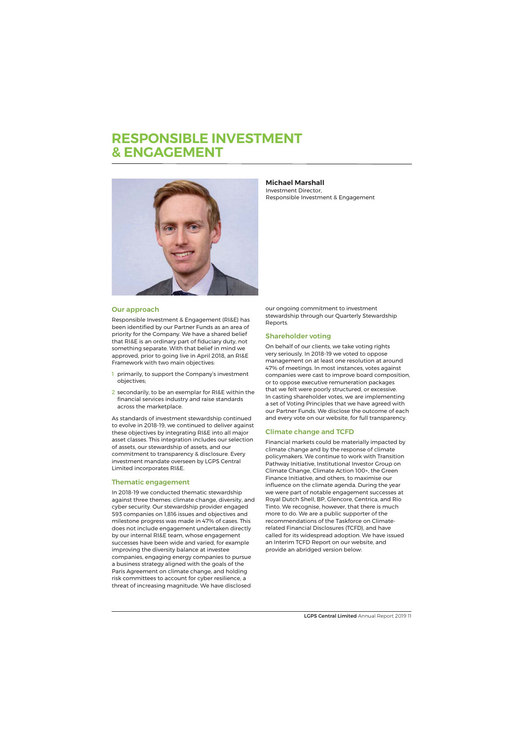# RESPONSIBLE INVESTMENT & ENGAGEMENT

**Michael Marshall**
Investment Director,
Responsible Investment & Engagement

## Our approach

Responsible Investment & Engagement (RI&E) has been identified by our Partner Funds as an area of priority for the Company. We have a shared belief that RI&E is an ordinary part of fiduciary duty, not something separate. With that belief in mind we approved, prior to going live in April 2018, an RI&E Framework with two main objectives:

1. primarily, to support the Company's investment objectives;
2. secondarily, to be an exemplar for RI&E within the financial services industry and raise standards across the marketplace.

As standards of investment stewardship continued to evolve in 2018-19, we continued to deliver against these objectives by integrating RI&E into all major asset classes. This integration includes our selection of assets, our stewardship of assets, and our commitment to transparency & disclosure. Every investment mandate overseen by LGPS Central Limited incorporates RI&E.

## Thematic engagement

In 2018-19 we conducted thematic stewardship against three themes: climate change, diversity, and cyber security. Our stewardship provider engaged 593 companies on 1,816 issues and objectives and milestone progress was made in 47% of cases. This does not include engagement undertaken directly by our internal RI&E team, whose engagement successes have been wide and varied, for example improving the diversity balance at investee companies, engaging energy companies to pursue a business strategy aligned with the goals of the Paris Agreement on climate change, and holding risk committees to account for cyber resilience, a threat of increasing magnitude. We have disclosed our ongoing commitment to investment stewardship through our Quarterly Stewardship Reports.

## Shareholder voting

On behalf of our clients, we take voting rights very seriously. In 2018-19 we voted to oppose management on at least one resolution at around 47% of meetings. In most instances, votes against companies were cast to improve board composition, or to oppose executive remuneration packages that we felt were poorly structured, or excessive. In casting shareholder votes, we are implementing a set of Voting Principles that we have agreed with our Partner Funds. We disclose the outcome of each and every vote on our website, for full transparency.

## Climate change and TCFD

Financial markets could be materially impacted by climate change and by the response of climate policymakers. We continue to work with Transition Pathway Initiative, Institutional Investor Group on Climate Change, Climate Action 100+, the Green Finance Initiative, and others, to maximise our influence on the climate agenda. During the year we were part of notable engagement successes at Royal Dutch Shell, BP, Glencore, Centrica, and Rio Tinto. We recognise, however, that there is much more to do. We are a public supporter of the recommendations of the Taskforce on Climate-related Financial Disclosures (TCFD), and have called for its widespread adoption. We have issued an Interim TCFD Report on our website, and provide an abridged version below: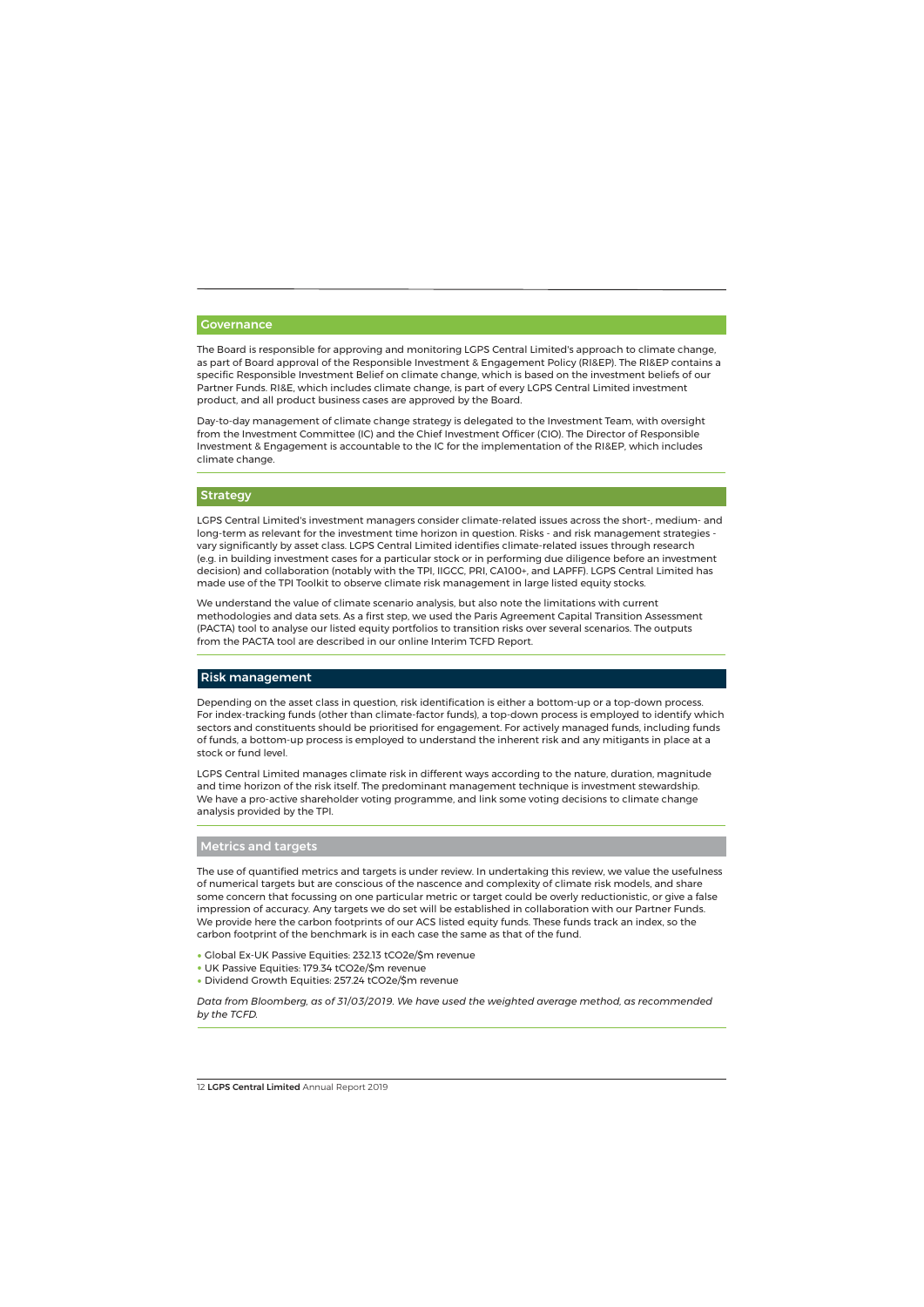## Governance

The Board is responsible for approving and monitoring LGPS Central Limited's approach to climate change, as part of Board approval of the Responsible Investment & Engagement Policy (RI&EP). The RI&EP contains a specific Responsible Investment Belief on climate change, which is based on the investment beliefs of our Partner Funds. RI&E, which includes climate change, is part of every LGPS Central Limited investment product, and all product business cases are approved by the Board.

Day-to-day management of climate change strategy is delegated to the Investment Team, with oversight from the Investment Committee (IC) and the Chief Investment Officer (CIO). The Director of Responsible Investment & Engagement is accountable to the IC for the implementation of the RI&EP, which includes climate change.

## Strategy

LGPS Central Limited's investment managers consider climate-related issues across the short-, medium- and long-term as relevant for the investment time horizon in question. Risks - and risk management strategies - vary significantly by asset class. LGPS Central Limited identifies climate-related issues through research (e.g. in building investment cases for a particular stock or in performing due diligence before an investment decision) and collaboration (notably with the TPI, IIGCC, PRI, CA100+, and LAPFF). LGPS Central Limited has made use of the TPI Toolkit to observe climate risk management in large listed equity stocks.

We understand the value of climate scenario analysis, but also note the limitations with current methodologies and data sets. As a first step, we used the Paris Agreement Capital Transition Assessment (PACTA) tool to analyse our listed equity portfolios to transition risks over several scenarios. The outputs from the PACTA tool are described in our online Interim TCFD Report.

## Risk management

Depending on the asset class in question, risk identification is either a bottom-up or a top-down process. For index-tracking funds (other than climate-factor funds), a top-down process is employed to identify which sectors and constituents should be prioritised for engagement. For actively managed funds, including funds of funds, a bottom-up process is employed to understand the inherent risk and any mitigants in place at a stock or fund level.

LGPS Central Limited manages climate risk in different ways according to the nature, duration, magnitude and time horizon of the risk itself. The predominant management technique is investment stewardship. We have a pro-active shareholder voting programme, and link some voting decisions to climate change analysis provided by the TPI.

## Metrics and targets

The use of quantified metrics and targets is under review. In undertaking this review, we value the usefulness of numerical targets but are conscious of the nascence and complexity of climate risk models, and share some concern that focussing on one particular metric or target could be overly reductionistic, or give a false impression of accuracy. Any targets we do set will be established in collaboration with our Partner Funds. We provide here the carbon footprints of our ACS listed equity funds. These funds track an index, so the carbon footprint of the benchmark is in each case the same as that of the fund.

- Global Ex-UK Passive Equities: 232.13 $tCO_2e$/\$m revenue
- UK Passive Equities: 179.34 $tCO_2e$/\$m revenue
- Dividend Growth Equities: 257.24 $tCO_2e$/\$m revenue

*Data from Bloomberg, as of 31/03/2019. We have used the weighted average method, as recommended by the TCFD.*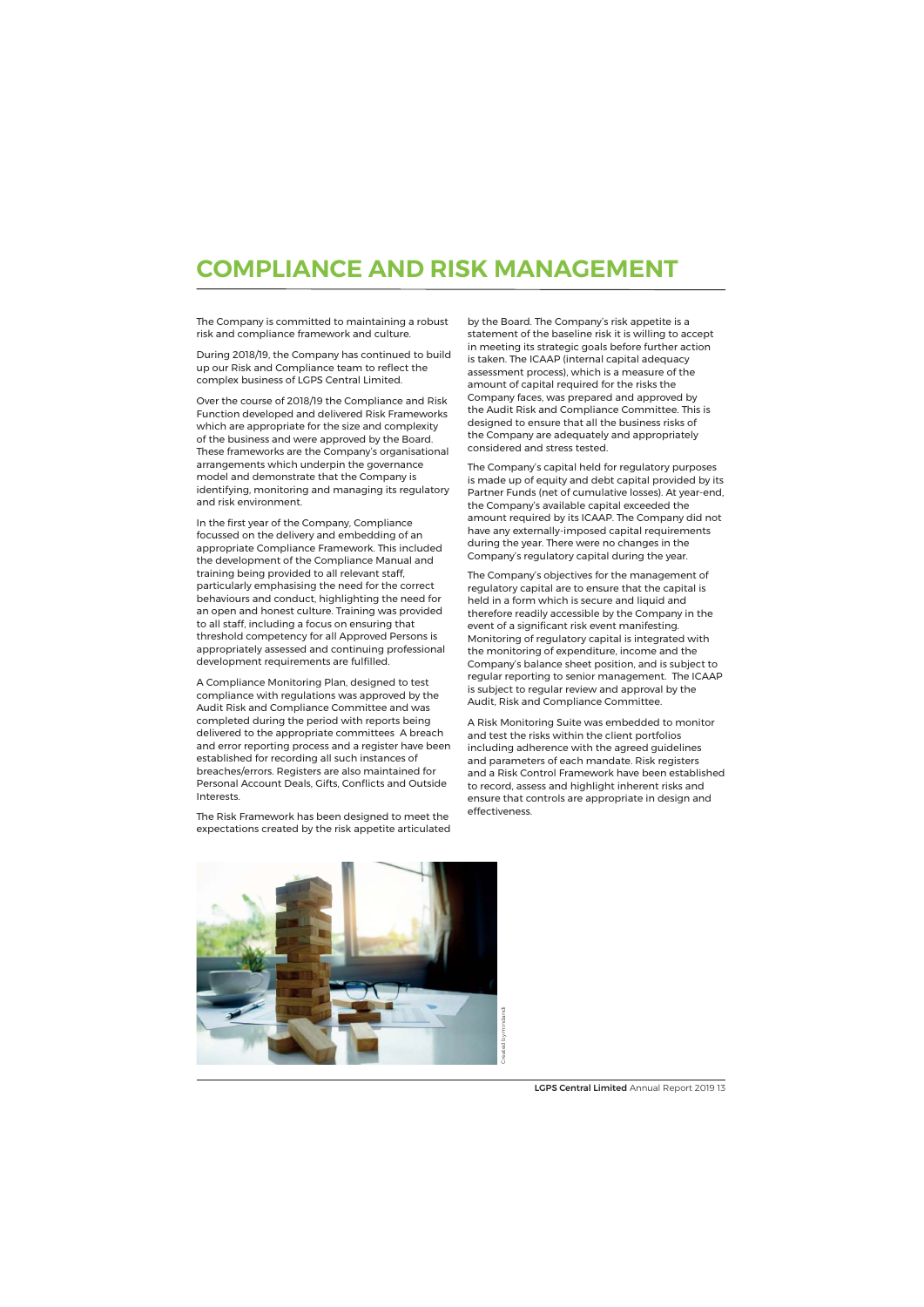# COMPLIANCE AND RISK MANAGEMENT

The Company is committed to maintaining a robust risk and compliance framework and culture.

During 2018/19, the Company has continued to build up our Risk and Compliance team to reflect the complex business of LGPS Central Limited.

Over the course of 2018/19 the Compliance and Risk Function developed and delivered Risk Frameworks which are appropriate for the size and complexity of the business and were approved by the Board. These frameworks are the Company's organisational arrangements which underpin the governance model and demonstrate that the Company is identifying, monitoring and managing its regulatory and risk environment.

In the first year of the Company, Compliance focussed on the delivery and embedding of an appropriate Compliance Framework. This included the development of the Compliance Manual and training being provided to all relevant staff, particularly emphasising the need for the correct behaviours and conduct, highlighting the need for an open and honest culture. Training was provided to all staff, including a focus on ensuring that threshold competency for all Approved Persons is appropriately assessed and continuing professional development requirements are fulfilled.

A Compliance Monitoring Plan, designed to test compliance with regulations was approved by the Audit Risk and Compliance Committee and was completed during the period with reports being delivered to the appropriate committees A breach and error reporting process and a register have been established for recording all such instances of breaches/errors. Registers are also maintained for Personal Account Deals, Gifts, Conflicts and Outside Interests.

The Risk Framework has been designed to meet the expectations created by the risk appetite articulated by the Board. The Company's risk appetite is a statement of the baseline risk it is willing to accept in meeting its strategic goals before further action is taken. The ICAAP (internal capital adequacy assessment process), which is a measure of the amount of capital required for the risks the Company faces, was prepared and approved by the Audit Risk and Compliance Committee. This is designed to ensure that all the business risks of the Company are adequately and appropriately considered and stress tested.

The Company's capital held for regulatory purposes is made up of equity and debt capital provided by its Partner Funds (net of cumulative losses). At year-end, the Company's available capital exceeded the amount required by its ICAAP. The Company did not have any externally-imposed capital requirements during the year. There were no changes in the Company's regulatory capital during the year.

The Company's objectives for the management of regulatory capital are to ensure that the capital is held in a form which is secure and liquid and therefore readily accessible by the Company in the event of a significant risk event manifesting. Monitoring of regulatory capital is integrated with the monitoring of expenditure, income and the Company's balance sheet position, and is subject to regular reporting to senior management. The ICAAP is subject to regular review and approval by the Audit, Risk and Compliance Committee.

A Risk Monitoring Suite was embedded to monitor and test the risks within the client portfolios including adherence with the agreed guidelines and parameters of each mandate. Risk registers and a Risk Control Framework have been established to record, assess and highlight inherent risks and ensure that controls are appropriate in design and effectiveness.

Created by mindandi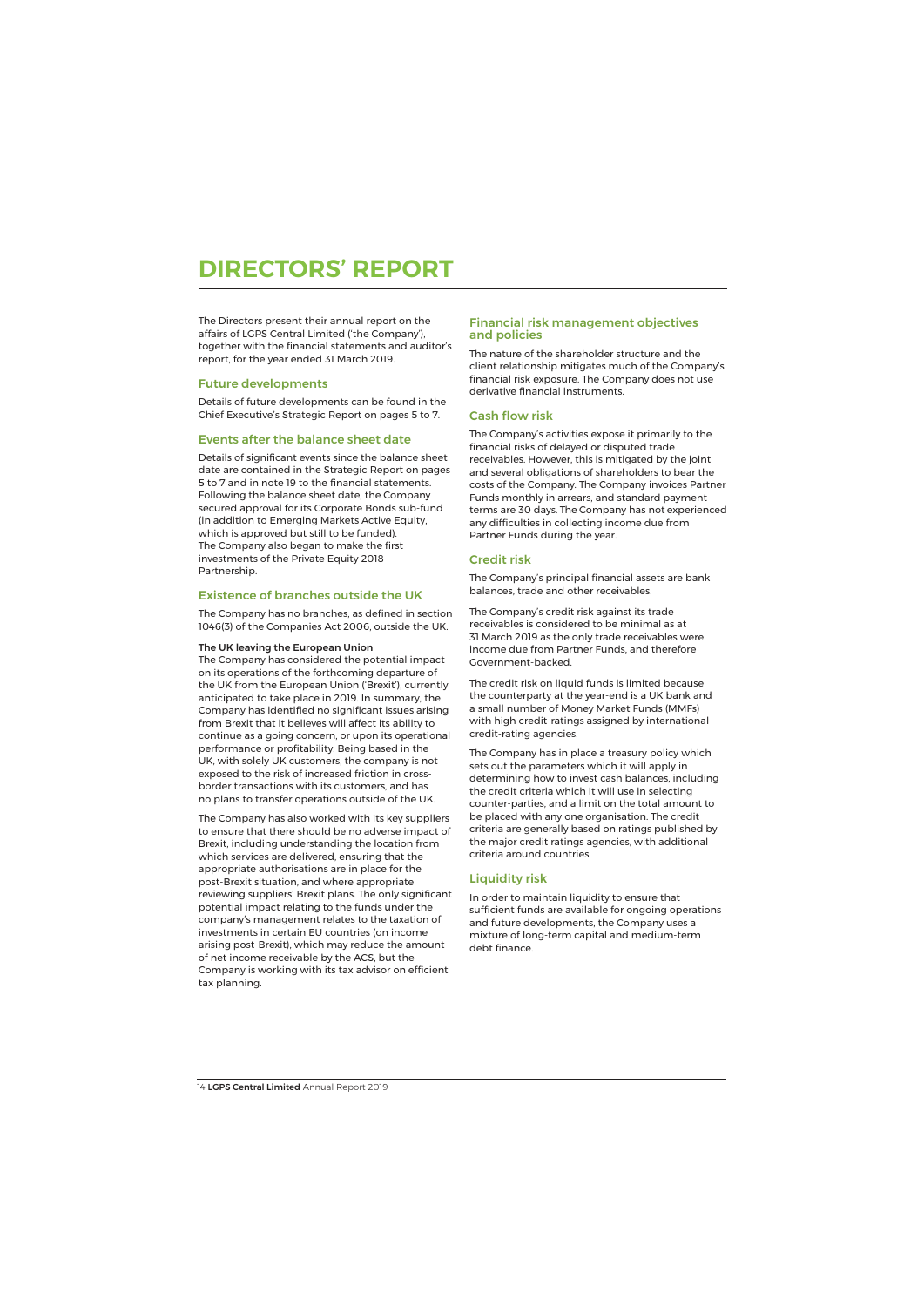# DIRECTORS' REPORT

The Directors present their annual report on the affairs of LGPS Central Limited ('the Company'), together with the financial statements and auditor's report, for the year ended 31 March 2019.

## Future developments

Details of future developments can be found in the Chief Executive's Strategic Report on pages 5 to 7.

## Events after the balance sheet date

Details of significant events since the balance sheet date are contained in the Strategic Report on pages 5 to 7 and in note 19 to the financial statements. Following the balance sheet date, the Company secured approval for its Corporate Bonds sub-fund (in addition to Emerging Markets Active Equity, which is approved but still to be funded). The Company also began to make the first investments of the Private Equity 2018 Partnership.

## Existence of branches outside the UK

The Company has no branches, as defined in section 1046(3) of the Companies Act 2006, outside the UK.

**The UK leaving the European Union**

The Company has considered the potential impact on its operations of the forthcoming departure of the UK from the European Union ('Brexit'), currently anticipated to take place in 2019. In summary, the Company has identified no significant issues arising from Brexit that it believes will affect its ability to continue as a going concern, or upon its operational performance or profitability. Being based in the UK, with solely UK customers, the company is not exposed to the risk of increased friction in cross-border transactions with its customers, and has no plans to transfer operations outside of the UK.

The Company has also worked with its key suppliers to ensure that there should be no adverse impact of Brexit, including understanding the location from which services are delivered, ensuring that the appropriate authorisations are in place for the post-Brexit situation, and where appropriate reviewing suppliers' Brexit plans. The only significant potential impact relating to the funds under the company's management relates to the taxation of investments in certain EU countries (on income arising post-Brexit), which may reduce the amount of net income receivable by the ACS, but the Company is working with its tax advisor on efficient tax planning.

## Financial risk management objectives and policies

The nature of the shareholder structure and the client relationship mitigates much of the Company's financial risk exposure. The Company does not use derivative financial instruments.

## Cash flow risk

The Company's activities expose it primarily to the financial risks of delayed or disputed trade receivables. However, this is mitigated by the joint and several obligations of shareholders to bear the costs of the Company. The Company invoices Partner Funds monthly in arrears, and standard payment terms are 30 days. The Company has not experienced any difficulties in collecting income due from Partner Funds during the year.

## Credit risk

The Company's principal financial assets are bank balances, trade and other receivables.

The Company's credit risk against its trade receivables is considered to be minimal as at 31 March 2019 as the only trade receivables were income due from Partner Funds, and therefore Government-backed.

The credit risk on liquid funds is limited because the counterparty at the year-end is a UK bank and a small number of Money Market Funds (MMFs) with high credit-ratings assigned by international credit-rating agencies.

The Company has in place a treasury policy which sets out the parameters which it will apply in determining how to invest cash balances, including the credit criteria which it will use in selecting counter-parties, and a limit on the total amount to be placed with any one organisation. The credit criteria are generally based on ratings published by the major credit ratings agencies, with additional criteria around countries.

## Liquidity risk

In order to maintain liquidity to ensure that sufficient funds are available for ongoing operations and future developments, the Company uses a mixture of long-term capital and medium-term debt finance.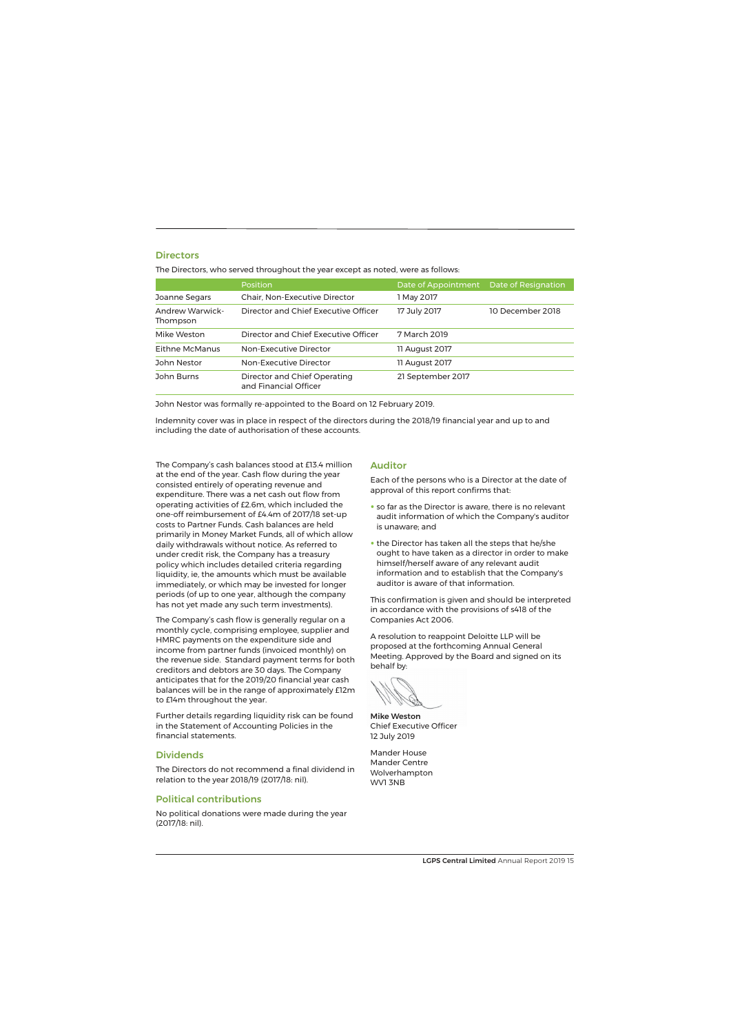## Directors

The Directors, who served throughout the year except as noted, were as follows:

| | Position | Date of Appointment | Date of Resignation |
|---|---|---|---|
| Joanne Segars | Chair, Non-Executive Director | 1 May 2017 | |
| Andrew Warwick-Thompson | Director and Chief Executive Officer | 17 July 2017 | 10 December 2018 |
| Mike Weston | Director and Chief Executive Officer | 7 March 2019 | |
| Eithne McManus | Non-Executive Director | 11 August 2017 | |
| John Nestor | Non-Executive Director | 11 August 2017 | |
| John Burns | Director and Chief Operating and Financial Officer | 21 September 2017 | |

John Nestor was formally re-appointed to the Board on 12 February 2019.

Indemnity cover was in place in respect of the directors during the 2018/19 financial year and up to and including the date of authorisation of these accounts.

The Company's cash balances stood at £13.4 million at the end of the year. Cash flow during the year consisted entirely of operating revenue and expenditure. There was a net cash out flow from operating activities of £2.6m, which included the one-off reimbursement of £4.4m of 2017/18 set-up costs to Partner Funds. Cash balances are held primarily in Money Market Funds, all of which allow daily withdrawals without notice. As referred to under credit risk, the Company has a treasury policy which includes detailed criteria regarding liquidity, ie, the amounts which must be available immediately, or which may be invested for longer periods (of up to one year, although the company has not yet made any such term investments).

The Company's cash flow is generally regular on a monthly cycle, comprising employee, supplier and HMRC payments on the expenditure side and income from partner funds (invoiced monthly) on the revenue side. Standard payment terms for both creditors and debtors are 30 days. The Company anticipates that for the 2019/20 financial year cash balances will be in the range of approximately £12m to £14m throughout the year.

Further details regarding liquidity risk can be found in the Statement of Accounting Policies in the financial statements.

## Dividends

The Directors do not recommend a final dividend in relation to the year 2018/19 (2017/18: nil).

## Political contributions

No political donations were made during the year (2017/18: nil).

## Auditor

Each of the persons who is a Director at the date of approval of this report confirms that:

- so far as the Director is aware, there is no relevant audit information of which the Company's auditor is unaware; and
- the Director has taken all the steps that he/she ought to have taken as a director in order to make himself/herself aware of any relevant audit information and to establish that the Company's auditor is aware of that information.

This confirmation is given and should be interpreted in accordance with the provisions of s418 of the Companies Act 2006.

A resolution to reappoint Deloitte LLP will be proposed at the forthcoming Annual General Meeting. Approved by the Board and signed on its behalf by:

**Mike Weston**
Chief Executive Officer
12 July 2019

Mander House
Mander Centre
Wolverhampton
WV1 3NB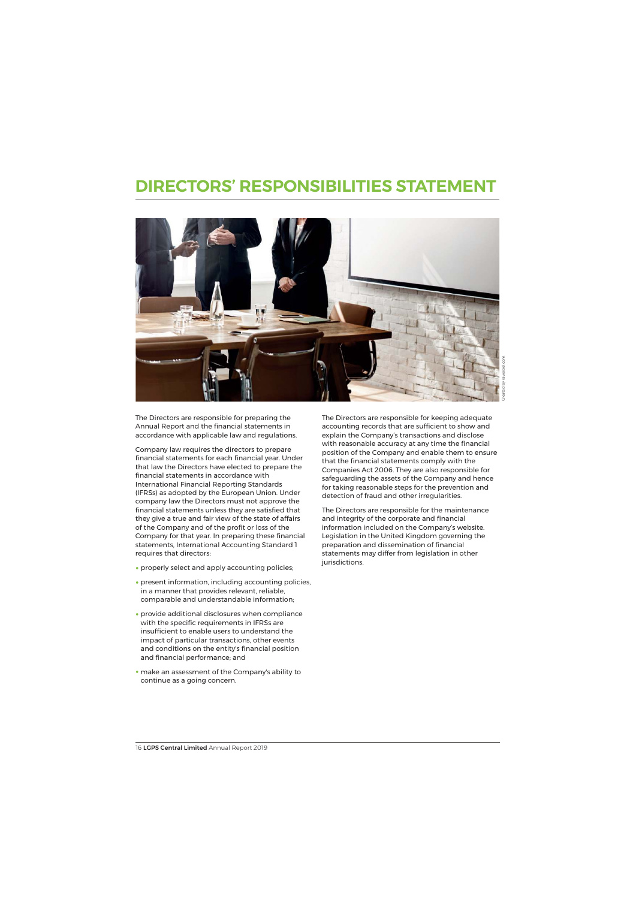# DIRECTORS' RESPONSIBILITIES STATEMENT

The Directors are responsible for preparing the Annual Report and the financial statements in accordance with applicable law and regulations.

Company law requires the directors to prepare financial statements for each financial year. Under that law the Directors have elected to prepare the financial statements in accordance with International Financial Reporting Standards (IFRSs) as adopted by the European Union. Under company law the Directors must not approve the financial statements unless they are satisfied that they give a true and fair view of the state of affairs of the Company and of the profit or loss of the Company for that year. In preparing these financial statements, International Accounting Standard 1 requires that directors:

- properly select and apply accounting policies;
- present information, including accounting policies, in a manner that provides relevant, reliable, comparable and understandable information;
- provide additional disclosures when compliance with the specific requirements in IFRSs are insufficient to enable users to understand the impact of particular transactions, other events and conditions on the entity's financial position and financial performance; and
- make an assessment of the Company's ability to continue as a going concern.

The Directors are responsible for keeping adequate accounting records that are sufficient to show and explain the Company's transactions and disclose with reasonable accuracy at any time the financial position of the Company and enable them to ensure that the financial statements comply with the Companies Act 2006. They are also responsible for safeguarding the assets of the Company and hence for taking reasonable steps for the prevention and detection of fraud and other irregularities.

The Directors are responsible for the maintenance and integrity of the corporate and financial information included on the Company's website. Legislation in the United Kingdom governing the preparation and dissemination of financial statements may differ from legislation in other jurisdictions.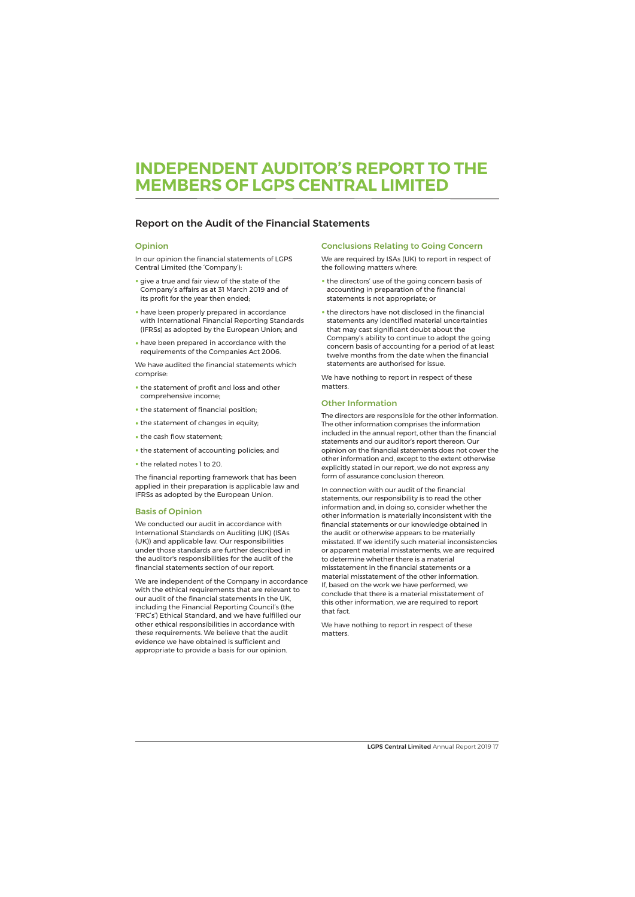# INDEPENDENT AUDITOR'S REPORT TO THE MEMBERS OF LGPS CENTRAL LIMITED

## Report on the Audit of the Financial Statements

### Opinion

In our opinion the financial statements of LGPS Central Limited (the 'Company'):

- give a true and fair view of the state of the Company's affairs as at 31 March 2019 and of its profit for the year then ended;
- have been properly prepared in accordance with International Financial Reporting Standards (IFRSs) as adopted by the European Union; and
- have been prepared in accordance with the requirements of the Companies Act 2006.

We have audited the financial statements which comprise:

- the statement of profit and loss and other comprehensive income;
- the statement of financial position;
- the statement of changes in equity;
- the cash flow statement;
- the statement of accounting policies; and
- the related notes 1 to 20.

The financial reporting framework that has been applied in their preparation is applicable law and IFRSs as adopted by the European Union.

### Basis of Opinion

We conducted our audit in accordance with International Standards on Auditing (UK) (ISAs (UK)) and applicable law. Our responsibilities under those standards are further described in the auditor's responsibilities for the audit of the financial statements section of our report.

We are independent of the Company in accordance with the ethical requirements that are relevant to our audit of the financial statements in the UK, including the Financial Reporting Council's (the 'FRC's') Ethical Standard, and we have fulfilled our other ethical responsibilities in accordance with these requirements. We believe that the audit evidence we have obtained is sufficient and appropriate to provide a basis for our opinion.

### Conclusions Relating to Going Concern

We are required by ISAs (UK) to report in respect of the following matters where:

- the directors' use of the going concern basis of accounting in preparation of the financial statements is not appropriate; or
- the directors have not disclosed in the financial statements any identified material uncertainties that may cast significant doubt about the Company's ability to continue to adopt the going concern basis of accounting for a period of at least twelve months from the date when the financial statements are authorised for issue.

We have nothing to report in respect of these matters.

### Other Information

The directors are responsible for the other information. The other information comprises the information included in the annual report, other than the financial statements and our auditor's report thereon. Our opinion on the financial statements does not cover the other information and, except to the extent otherwise explicitly stated in our report, we do not express any form of assurance conclusion thereon.

In connection with our audit of the financial statements, our responsibility is to read the other information and, in doing so, consider whether the other information is materially inconsistent with the financial statements or our knowledge obtained in the audit or otherwise appears to be materially misstated. If we identify such material inconsistencies or apparent material misstatements, we are required to determine whether there is a material misstatement in the financial statements or a material misstatement of the other information. If, based on the work we have performed, we conclude that there is a material misstatement of this other information, we are required to report that fact.

We have nothing to report in respect of these matters.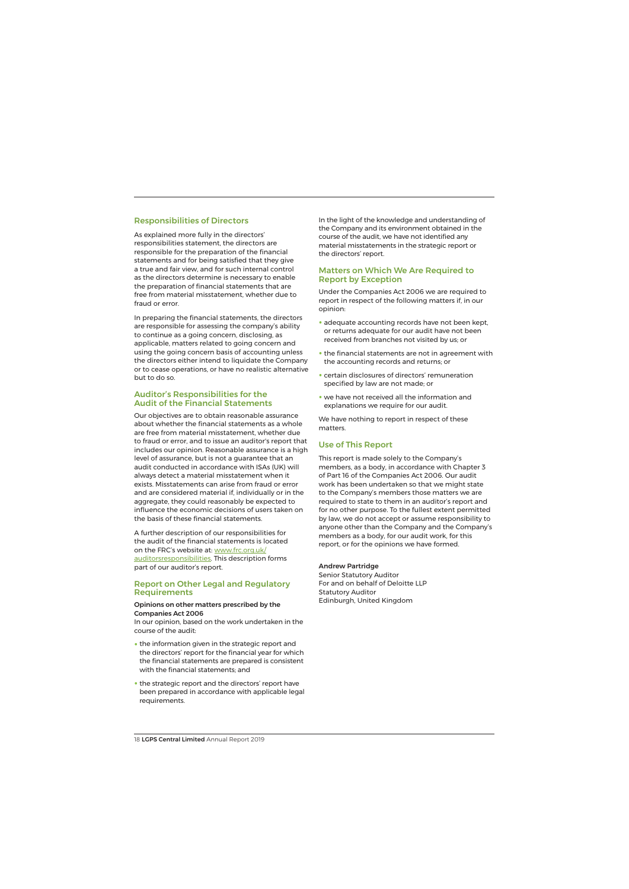## Responsibilities of Directors

As explained more fully in the directors' responsibilities statement, the directors are responsible for the preparation of the financial statements and for being satisfied that they give a true and fair view, and for such internal control as the directors determine is necessary to enable the preparation of financial statements that are free from material misstatement, whether due to fraud or error.

In preparing the financial statements, the directors are responsible for assessing the company's ability to continue as a going concern, disclosing, as applicable, matters related to going concern and using the going concern basis of accounting unless the directors either intend to liquidate the Company or to cease operations, or have no realistic alternative but to do so.

## Auditor's Responsibilities for the Audit of the Financial Statements

Our objectives are to obtain reasonable assurance about whether the financial statements as a whole are free from material misstatement, whether due to fraud or error, and to issue an auditor's report that includes our opinion. Reasonable assurance is a high level of assurance, but is not a guarantee that an audit conducted in accordance with ISAs (UK) will always detect a material misstatement when it exists. Misstatements can arise from fraud or error and are considered material if, individually or in the aggregate, they could reasonably be expected to influence the economic decisions of users taken on the basis of these financial statements.

A further description of our responsibilities for the audit of the financial statements is located on the FRC's website at: [www.frc.org.uk/auditorsresponsibilities](www.frc.org.uk/auditorsresponsibilities). This description forms part of our auditor's report.

## Report on Other Legal and Regulatory Requirements

**Opinions on other matters prescribed by the Companies Act 2006**

In our opinion, based on the work undertaken in the course of the audit:

- the information given in the strategic report and the directors' report for the financial year for which the financial statements are prepared is consistent with the financial statements; and
- the strategic report and the directors' report have been prepared in accordance with applicable legal requirements.

In the light of the knowledge and understanding of the Company and its environment obtained in the course of the audit, we have not identified any material misstatements in the strategic report or the directors' report.

## Matters on Which We Are Required to Report by Exception

Under the Companies Act 2006 we are required to report in respect of the following matters if, in our opinion:

- adequate accounting records have not been kept, or returns adequate for our audit have not been received from branches not visited by us; or
- the financial statements are not in agreement with the accounting records and returns; or
- certain disclosures of directors' remuneration specified by law are not made; or
- we have not received all the information and explanations we require for our audit.

We have nothing to report in respect of these matters.

## Use of This Report

This report is made solely to the Company's members, as a body, in accordance with Chapter 3 of Part 16 of the Companies Act 2006. Our audit work has been undertaken so that we might state to the Company's members those matters we are required to state to them in an auditor's report and for no other purpose. To the fullest extent permitted by law, we do not accept or assume responsibility to anyone other than the Company and the Company's members as a body, for our audit work, for this report, or for the opinions we have formed.

**Andrew Partridge**
Senior Statutory Auditor
For and on behalf of Deloitte LLP
Statutory Auditor
Edinburgh, United Kingdom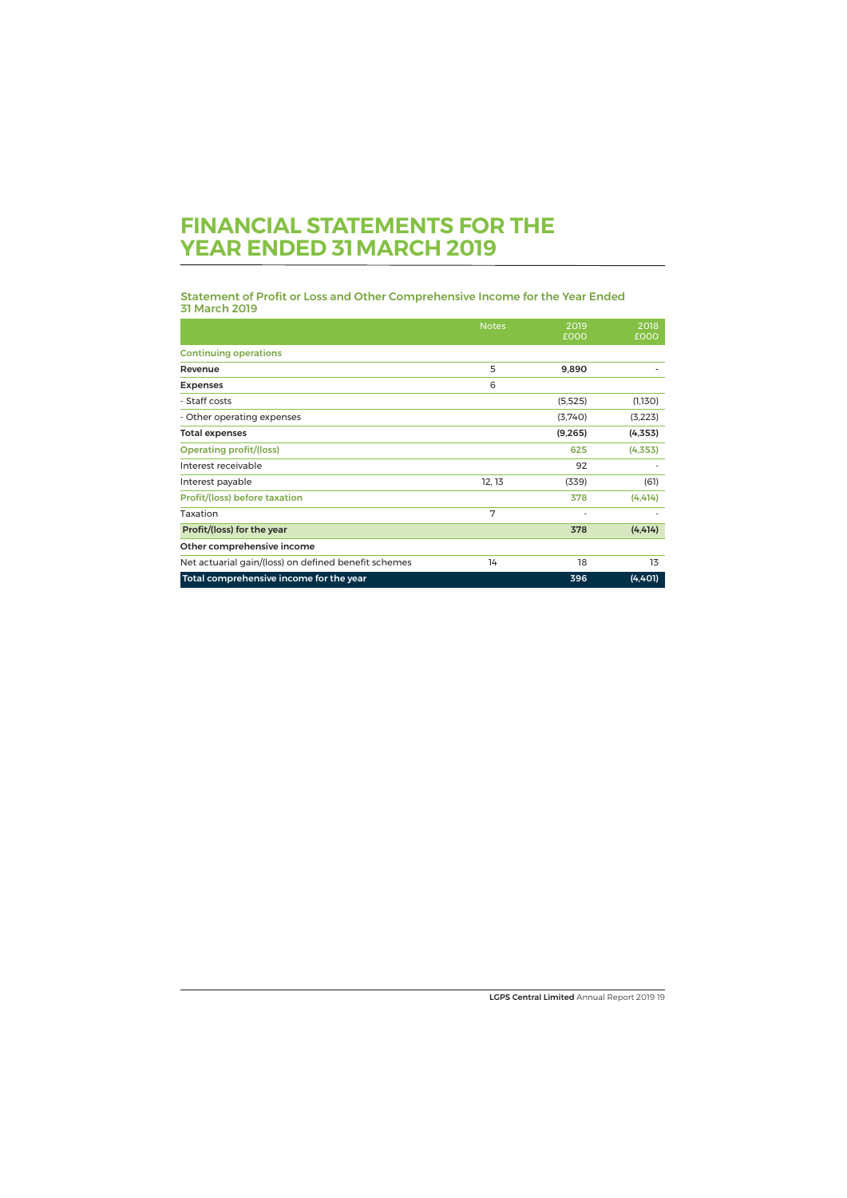# FINANCIAL STATEMENTS FOR THE YEAR ENDED 31 MARCH 2019

## Statement of Profit or Loss and Other Comprehensive Income for the Year Ended 31 March 2019

| | Notes | 2019 £000 | 2018 £000 |
|---|---|---|---|
| **Continuing operations** | | | |
| **Revenue** | 5 | **9,890** | - |
| **Expenses** | 6 | | |
| - Staff costs | | (5,525) | (1,130) |
| - Other operating expenses | | (3,740) | (3,223) |
| **Total expenses** | | **(9,265)** | **(4,353)** |
| **Operating profit/(loss)** | | **625** | **(4,353)** |
| Interest receivable | | 92 | - |
| Interest payable | 12, 13 | (339) | (61) |
| **Profit/(loss) before taxation** | | **378** | **(4,414)** |
| Taxation | 7 | - | - |
| **Profit/(loss) for the year** | | **378** | **(4,414)** |
| **Other comprehensive income** | | | |
| Net actuarial gain/(loss) on defined benefit schemes | 14 | 18 | 13 |
| **Total comprehensive income for the year** | | **396** | **(4,401)** |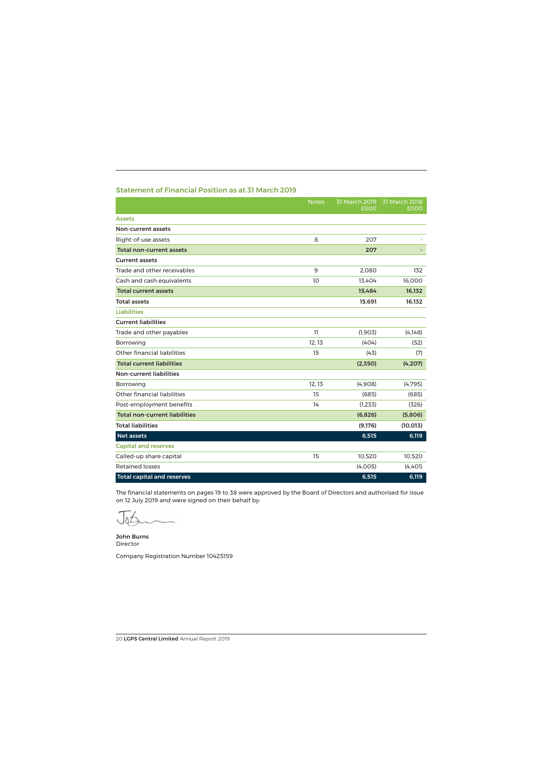## Statement of Financial Position as at 31 March 2019

| | Notes | 31 March 2019 £000 | 31 March 2018 £000 |
|---|---|---|---|
| **Assets** | | | |
| **Non-current assets** | | | |
| Right-of-use assets | 8 | 207 | - |
| **Total non-current assets** | | **207** | **-** |
| **Current assets** | | | |
| Trade and other receivables | 9 | 2,080 | 132 |
| Cash and cash equivalents | 10 | 13,404 | 16,000 |
| **Total current assets** | | **15,484** | **16,132** |
| **Total assets** | | **15,691** | **16,132** |
| **Liabilities** | | | |
| **Current liabilities** | | | |
| Trade and other payables | 11 | (1,903) | (4,148) |
| Borrowing | 12, 13 | (404) | (52) |
| Other financial liabilities | 15 | (43) | (7) |
| **Total current liabilities** | | **(2,350)** | **(4,207)** |
| **Non-current liabilities** | | | |
| Borrowing | 12, 13 | (4,908) | (4,795) |
| Other financial liabilities | 15 | (685) | (685) |
| Post-employment benefits | 14 | (1,233) | (326) |
| **Total non-current liabilities** | | **(6,826)** | **(5,806)** |
| **Total liabilities** | | **(9,176)** | **(10,013)** |
| **Net assets** | | **6,515** | **6,119** |
| **Capital and reserves** | | | |
| Called-up share capital | 15 | 10,520 | 10,520 |
| Retained losses | | (4,005) | (4,401) |
| **Total capital and reserves** | | **6,515** | **6,119** |

The financial statements on pages 19 to 38 were approved by the Board of Directors and authorised for issue on 12 July 2019 and were signed on their behalf by:

**John Burns**
Director

Company Registration Number 10425159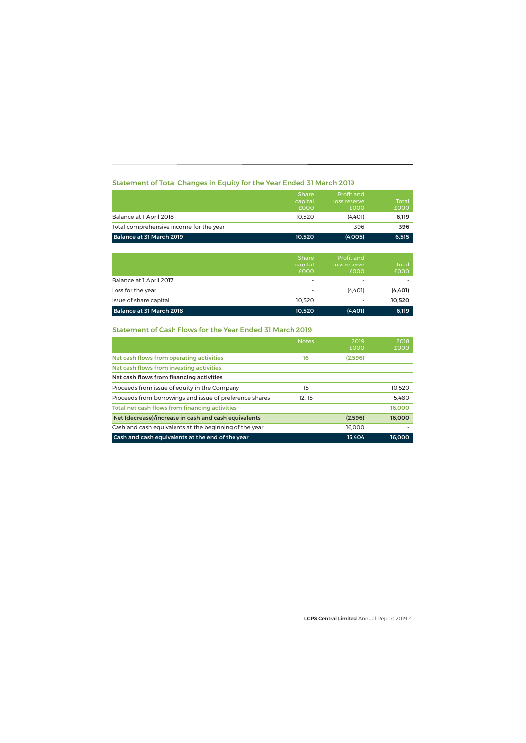## Statement of Total Changes in Equity for the Year Ended 31 March 2019

| | Share capital £000 | Profit and loss reserve £000 | Total £000 |
|---|---|---|---|
| Balance at 1 April 2018 | 10,520 | (4,401) | **6,119** |
| Total comprehensive income for the year | - | 396 | **396** |
| **Balance at 31 March 2019** | **10,520** | **(4,005)** | **6,515** |

| | Share capital £000 | Profit and loss reserve £000 | Total £000 |
|---|---|---|---|
| Balance at 1 April 2017 | - | - | - |
| Loss for the year | - | (4,401) | **(4,401)** |
| Issue of share capital | 10,520 | - | **10,520** |
| **Balance at 31 March 2018** | **10,520** | **(4,401)** | **6,119** |

## Statement of Cash Flows for the Year Ended 31 March 2019

| | Notes | 2019 £000 | 2018 £000 |
|---|---|---|---|
| Net cash flows from operating activities | 16 | (2,596) | - |
| Net cash flows from investing activities | | - | - |
| **Net cash flows from financing activities** | | | |
| Proceeds from issue of equity in the Company | 15 | - | 10,520 |
| Proceeds from borrowings and issue of preference shares | 12, 15 | - | 5,480 |
| Total net cash flows from financing activities | | - | 16,000 |
| **Net (decrease)/increase in cash and cash equivalents** | | **(2,596)** | **16,000** |
| Cash and cash equivalents at the beginning of the year | | 16,000 | - |
| **Cash and cash equivalents at the end of the year** | | **13,404** | **16,000** |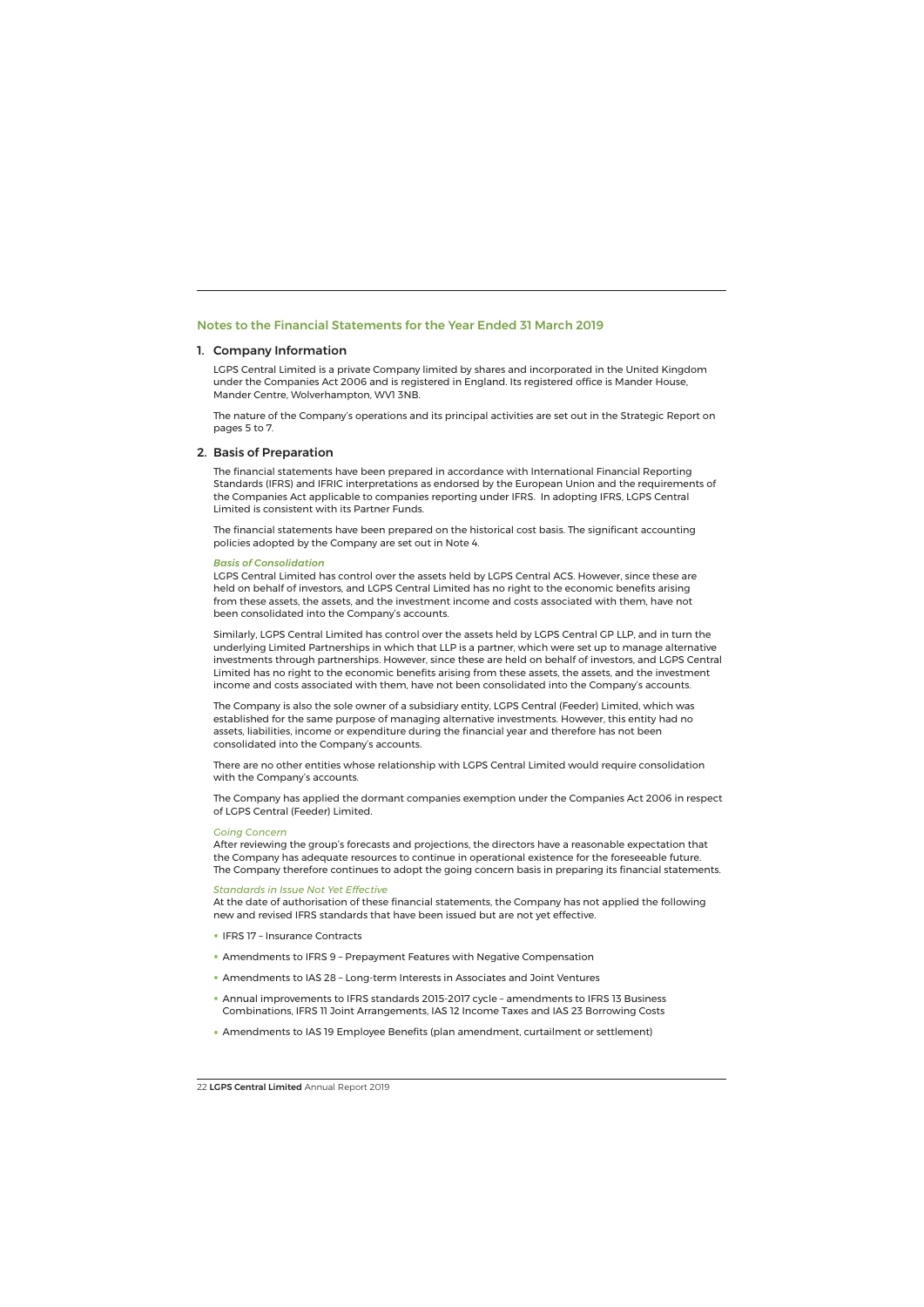## Notes to the Financial Statements for the Year Ended 31 March 2019

### 1. Company Information

LGPS Central Limited is a private Company limited by shares and incorporated in the United Kingdom under the Companies Act 2006 and is registered in England. Its registered office is Mander House, Mander Centre, Wolverhampton, WV1 3NB.

The nature of the Company's operations and its principal activities are set out in the Strategic Report on pages 5 to 7.

### 2. Basis of Preparation

The financial statements have been prepared in accordance with International Financial Reporting Standards (IFRS) and IFRIC interpretations as endorsed by the European Union and the requirements of the Companies Act applicable to companies reporting under IFRS. In adopting IFRS, LGPS Central Limited is consistent with its Partner Funds.

The financial statements have been prepared on the historical cost basis. The significant accounting policies adopted by the Company are set out in Note 4.

***Basis of Consolidation***

LGPS Central Limited has control over the assets held by LGPS Central ACS. However, since these are held on behalf of investors, and LGPS Central Limited has no right to the economic benefits arising from these assets, the assets, and the investment income and costs associated with them, have not been consolidated into the Company's accounts.

Similarly, LGPS Central Limited has control over the assets held by LGPS Central GP LLP, and in turn the underlying Limited Partnerships in which that LLP is a partner, which were set up to manage alternative investments through partnerships. However, since these are held on behalf of investors, and LGPS Central Limited has no right to the economic benefits arising from these assets, the assets, and the investment income and costs associated with them, have not been consolidated into the Company's accounts.

The Company is also the sole owner of a subsidiary entity, LGPS Central (Feeder) Limited, which was established for the same purpose of managing alternative investments. However, this entity had no assets, liabilities, income or expenditure during the financial year and therefore has not been consolidated into the Company's accounts.

There are no other entities whose relationship with LGPS Central Limited would require consolidation with the Company's accounts.

The Company has applied the dormant companies exemption under the Companies Act 2006 in respect of LGPS Central (Feeder) Limited.

*Going Concern*

After reviewing the group's forecasts and projections, the directors have a reasonable expectation that the Company has adequate resources to continue in operational existence for the foreseeable future. The Company therefore continues to adopt the going concern basis in preparing its financial statements.

*Standards in Issue Not Yet Effective*

At the date of authorisation of these financial statements, the Company has not applied the following new and revised IFRS standards that have been issued but are not yet effective.

- IFRS 17 – Insurance Contracts
- Amendments to IFRS 9 – Prepayment Features with Negative Compensation
- Amendments to IAS 28 – Long-term Interests in Associates and Joint Ventures
- Annual improvements to IFRS standards 2015-2017 cycle – amendments to IFRS 13 Business Combinations, IFRS 11 Joint Arrangements, IAS 12 Income Taxes and IAS 23 Borrowing Costs
- Amendments to IAS 19 Employee Benefits (plan amendment, curtailment or settlement)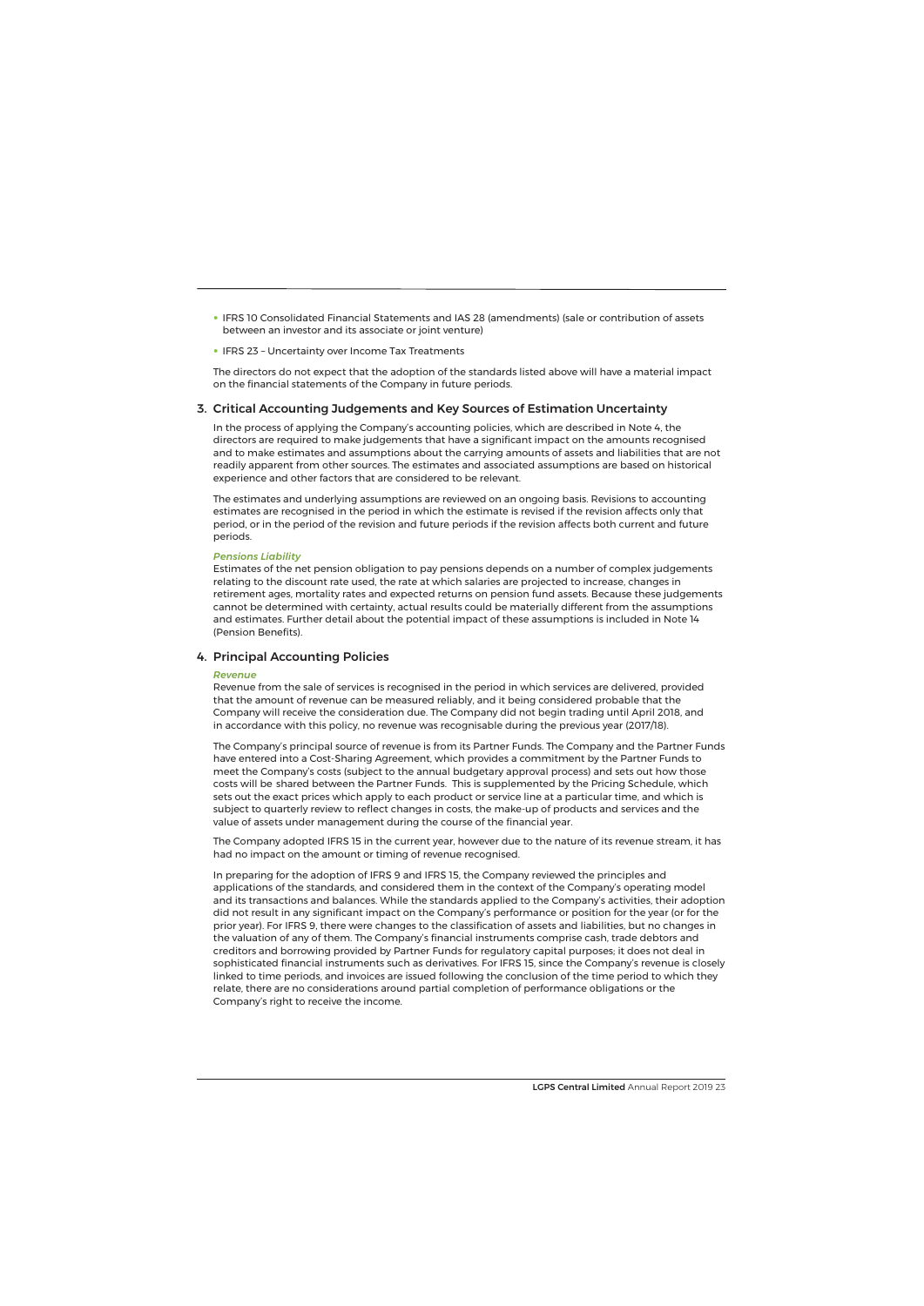- IFRS 10 Consolidated Financial Statements and IAS 28 (amendments) (sale or contribution of assets between an investor and its associate or joint venture)
- IFRS 23 – Uncertainty over Income Tax Treatments

The directors do not expect that the adoption of the standards listed above will have a material impact on the financial statements of the Company in future periods.

## 3. Critical Accounting Judgements and Key Sources of Estimation Uncertainty

In the process of applying the Company's accounting policies, which are described in Note 4, the directors are required to make judgements that have a significant impact on the amounts recognised and to make estimates and assumptions about the carrying amounts of assets and liabilities that are not readily apparent from other sources. The estimates and associated assumptions are based on historical experience and other factors that are considered to be relevant.

The estimates and underlying assumptions are reviewed on an ongoing basis. Revisions to accounting estimates are recognised in the period in which the estimate is revised if the revision affects only that period, or in the period of the revision and future periods if the revision affects both current and future periods.

### *Pensions Liability*

Estimates of the net pension obligation to pay pensions depends on a number of complex judgements relating to the discount rate used, the rate at which salaries are projected to increase, changes in retirement ages, mortality rates and expected returns on pension fund assets. Because these judgements cannot be determined with certainty, actual results could be materially different from the assumptions and estimates. Further detail about the potential impact of these assumptions is included in Note 14 (Pension Benefits).

## 4. Principal Accounting Policies

### *Revenue*

Revenue from the sale of services is recognised in the period in which services are delivered, provided that the amount of revenue can be measured reliably, and it being considered probable that the Company will receive the consideration due. The Company did not begin trading until April 2018, and in accordance with this policy, no revenue was recognisable during the previous year (2017/18).

The Company's principal source of revenue is from its Partner Funds. The Company and the Partner Funds have entered into a Cost-Sharing Agreement, which provides a commitment by the Partner Funds to meet the Company's costs (subject to the annual budgetary approval process) and sets out how those costs will be shared between the Partner Funds. This is supplemented by the Pricing Schedule, which sets out the exact prices which apply to each product or service line at a particular time, and which is subject to quarterly review to reflect changes in costs, the make-up of products and services and the value of assets under management during the course of the financial year.

The Company adopted IFRS 15 in the current year, however due to the nature of its revenue stream, it has had no impact on the amount or timing of revenue recognised.

In preparing for the adoption of IFRS 9 and IFRS 15, the Company reviewed the principles and applications of the standards, and considered them in the context of the Company's operating model and its transactions and balances. While the standards applied to the Company's activities, their adoption did not result in any significant impact on the Company's performance or position for the year (or for the prior year). For IFRS 9, there were changes to the classification of assets and liabilities, but no changes in the valuation of any of them. The Company's financial instruments comprise cash, trade debtors and creditors and borrowing provided by Partner Funds for regulatory capital purposes; it does not deal in sophisticated financial instruments such as derivatives. For IFRS 15, since the Company's revenue is closely linked to time periods, and invoices are issued following the conclusion of the time period to which they relate, there are no considerations around partial completion of performance obligations or the Company's right to receive the income.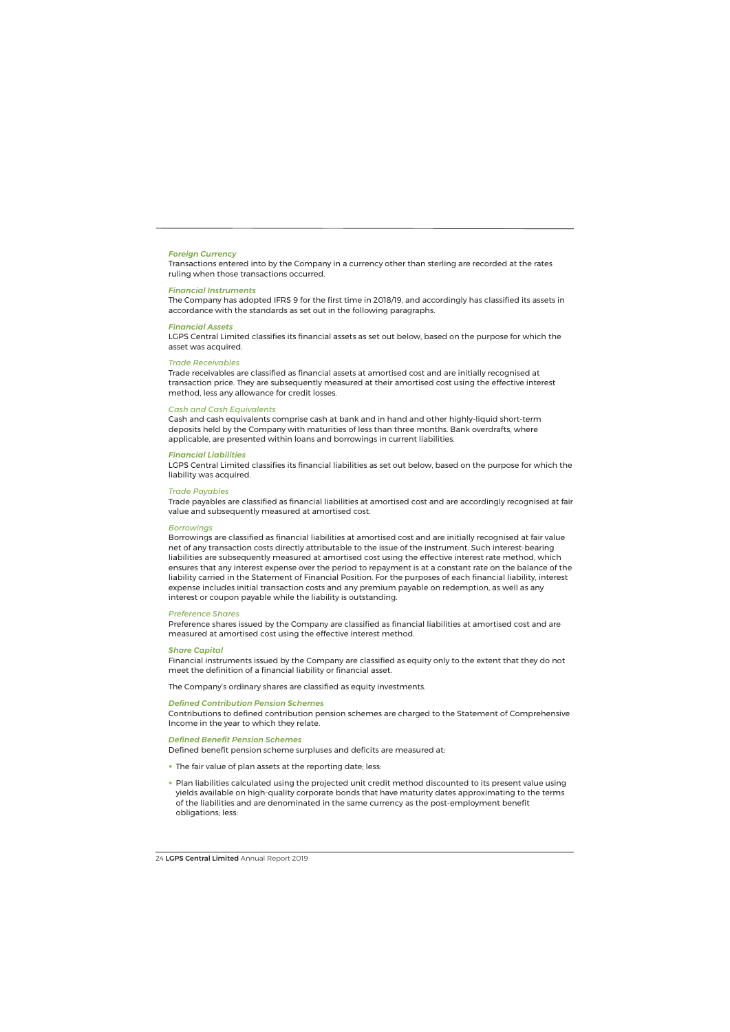### *Foreign Currency*

Transactions entered into by the Company in a currency other than sterling are recorded at the rates ruling when those transactions occurred.

### *Financial Instruments*

The Company has adopted IFRS 9 for the first time in 2018/19, and accordingly has classified its assets in accordance with the standards as set out in the following paragraphs.

### *Financial Assets*

LGPS Central Limited classifies its financial assets as set out below, based on the purpose for which the asset was acquired.

#### *Trade Receivables*

Trade receivables are classified as financial assets at amortised cost and are initially recognised at transaction price. They are subsequently measured at their amortised cost using the effective interest method, less any allowance for credit losses.

#### *Cash and Cash Equivalents*

Cash and cash equivalents comprise cash at bank and in hand and other highly-liquid short-term deposits held by the Company with maturities of less than three months. Bank overdrafts, where applicable, are presented within loans and borrowings in current liabilities.

### *Financial Liabilities*

LGPS Central Limited classifies its financial liabilities as set out below, based on the purpose for which the liability was acquired.

#### *Trade Payables*

Trade payables are classified as financial liabilities at amortised cost and are accordingly recognised at fair value and subsequently measured at amortised cost.

#### *Borrowings*

Borrowings are classified as financial liabilities at amortised cost and are initially recognised at fair value net of any transaction costs directly attributable to the issue of the instrument. Such interest-bearing liabilities are subsequently measured at amortised cost using the effective interest rate method, which ensures that any interest expense over the period to repayment is at a constant rate on the balance of the liability carried in the Statement of Financial Position. For the purposes of each financial liability, interest expense includes initial transaction costs and any premium payable on redemption, as well as any interest or coupon payable while the liability is outstanding.

#### *Preference Shares*

Preference shares issued by the Company are classified as financial liabilities at amortised cost and are measured at amortised cost using the effective interest method.

### *Share Capital*

Financial instruments issued by the Company are classified as equity only to the extent that they do not meet the definition of a financial liability or financial asset.

The Company's ordinary shares are classified as equity investments.

### *Defined Contribution Pension Schemes*

Contributions to defined contribution pension schemes are charged to the Statement of Comprehensive Income in the year to which they relate.

### *Defined Benefit Pension Schemes*

Defined benefit pension scheme surpluses and deficits are measured at:

- The fair value of plan assets at the reporting date; less:
- Plan liabilities calculated using the projected unit credit method discounted to its present value using yields available on high-quality corporate bonds that have maturity dates approximating to the terms of the liabilities and are denominated in the same currency as the post-employment benefit obligations; less: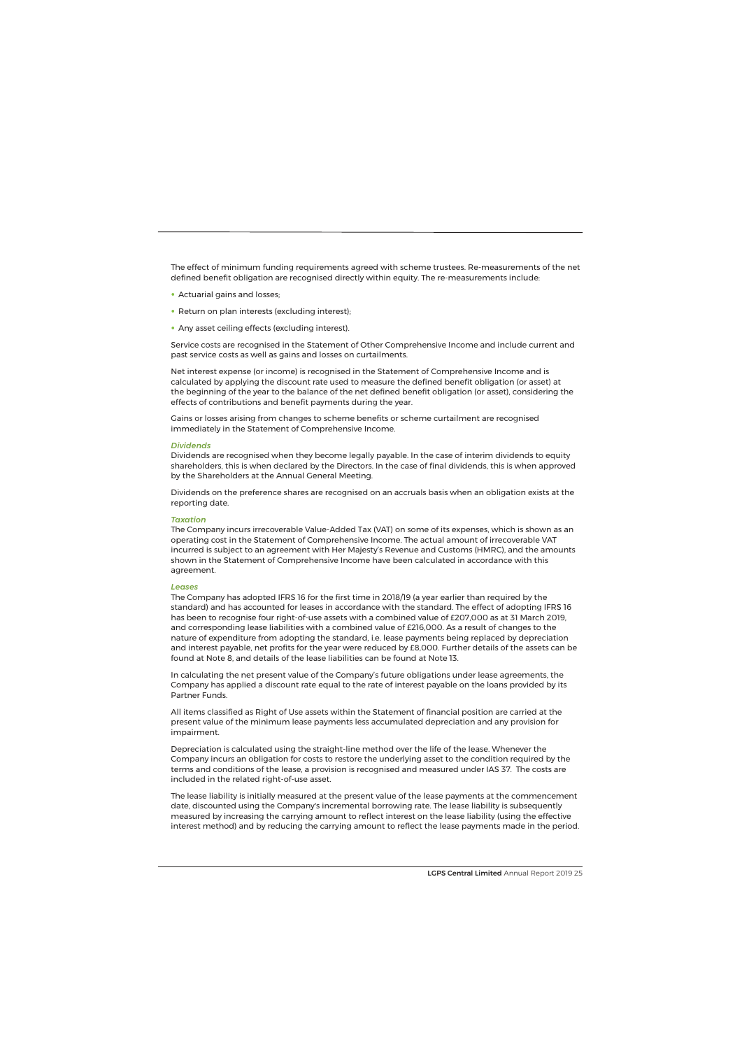The effect of minimum funding requirements agreed with scheme trustees. Re-measurements of the net defined benefit obligation are recognised directly within equity. The re-measurements include:

- Actuarial gains and losses;
- Return on plan interests (excluding interest);
- Any asset ceiling effects (excluding interest).

Service costs are recognised in the Statement of Other Comprehensive Income and include current and past service costs as well as gains and losses on curtailments.

Net interest expense (or income) is recognised in the Statement of Comprehensive Income and is calculated by applying the discount rate used to measure the defined benefit obligation (or asset) at the beginning of the year to the balance of the net defined benefit obligation (or asset), considering the effects of contributions and benefit payments during the year.

Gains or losses arising from changes to scheme benefits or scheme curtailment are recognised immediately in the Statement of Comprehensive Income.

### *Dividends*

Dividends are recognised when they become legally payable. In the case of interim dividends to equity shareholders, this is when declared by the Directors. In the case of final dividends, this is when approved by the Shareholders at the Annual General Meeting.

Dividends on the preference shares are recognised on an accruals basis when an obligation exists at the reporting date.

### *Taxation*

The Company incurs irrecoverable Value-Added Tax (VAT) on some of its expenses, which is shown as an operating cost in the Statement of Comprehensive Income. The actual amount of irrecoverable VAT incurred is subject to an agreement with Her Majesty's Revenue and Customs (HMRC), and the amounts shown in the Statement of Comprehensive Income have been calculated in accordance with this agreement.

### *Leases*

The Company has adopted IFRS 16 for the first time in 2018/19 (a year earlier than required by the standard) and has accounted for leases in accordance with the standard. The effect of adopting IFRS 16 has been to recognise four right-of-use assets with a combined value of £207,000 as at 31 March 2019, and corresponding lease liabilities with a combined value of £216,000. As a result of changes to the nature of expenditure from adopting the standard, i.e. lease payments being replaced by depreciation and interest payable, net profits for the year were reduced by £8,000. Further details of the assets can be found at Note 8, and details of the lease liabilities can be found at Note 13.

In calculating the net present value of the Company's future obligations under lease agreements, the Company has applied a discount rate equal to the rate of interest payable on the loans provided by its Partner Funds.

All items classified as Right of Use assets within the Statement of financial position are carried at the present value of the minimum lease payments less accumulated depreciation and any provision for impairment.

Depreciation is calculated using the straight-line method over the life of the lease. Whenever the Company incurs an obligation for costs to restore the underlying asset to the condition required by the terms and conditions of the lease, a provision is recognised and measured under IAS 37. The costs are included in the related right-of-use asset.

The lease liability is initially measured at the present value of the lease payments at the commencement date, discounted using the Company's incremental borrowing rate. The lease liability is subsequently measured by increasing the carrying amount to reflect interest on the lease liability (using the effective interest method) and by reducing the carrying amount to reflect the lease payments made in the period.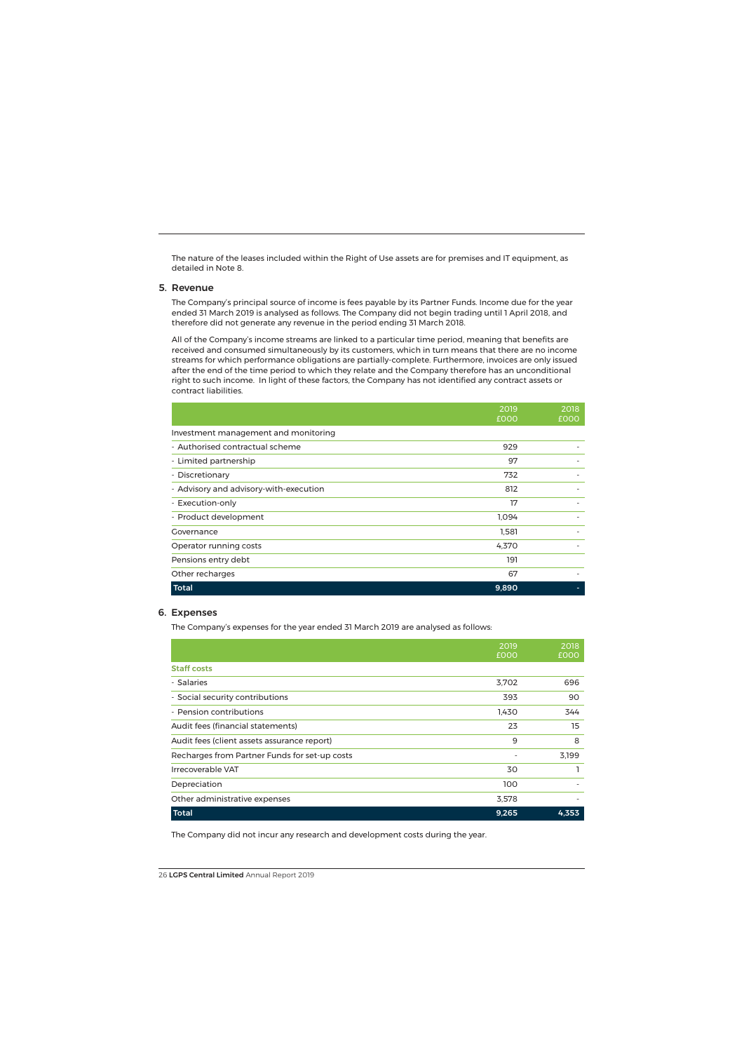The nature of the leases included within the Right of Use assets are for premises and IT equipment, as detailed in Note 8.

## 5. Revenue

The Company's principal source of income is fees payable by its Partner Funds. Income due for the year ended 31 March 2019 is analysed as follows. The Company did not begin trading until 1 April 2018, and therefore did not generate any revenue in the period ending 31 March 2018.

All of the Company's income streams are linked to a particular time period, meaning that benefits are received and consumed simultaneously by its customers, which in turn means that there are no income streams for which performance obligations are partially-complete. Furthermore, invoices are only issued after the end of the time period to which they relate and the Company therefore has an unconditional right to such income. In light of these factors, the Company has not identified any contract assets or contract liabilities.

| | 2019 £000 | 2018 £000 |
|---|---|---|
| Investment management and monitoring | | |
| - Authorised contractual scheme | 929 | - |
| - Limited partnership | 97 | - |
| - Discretionary | 732 | - |
| - Advisory and advisory-with-execution | 812 | - |
| - Execution-only | 17 | - |
| - Product development | 1,094 | - |
| Governance | 1,581 | - |
| Operator running costs | 4,370 | - |
| Pensions entry debt | 191 | |
| Other recharges | 67 | - |
| **Total** | **9,890** | **-** |

## 6. Expenses

The Company's expenses for the year ended 31 March 2019 are analysed as follows:

| | 2019 £000 | 2018 £000 |
|---|---|---|
| **Staff costs** | | |
| - Salaries | 3,702 | 696 |
| - Social security contributions | 393 | 90 |
| - Pension contributions | 1,430 | 344 |
| Audit fees (financial statements) | 23 | 15 |
| Audit fees (client assets assurance report) | 9 | 8 |
| Recharges from Partner Funds for set-up costs | - | 3,199 |
| Irrecoverable VAT | 30 | 1 |
| Depreciation | 100 | - |
| Other administrative expenses | 3,578 | - |
| **Total** | **9,265** | **4,353** |

The Company did not incur any research and development costs during the year.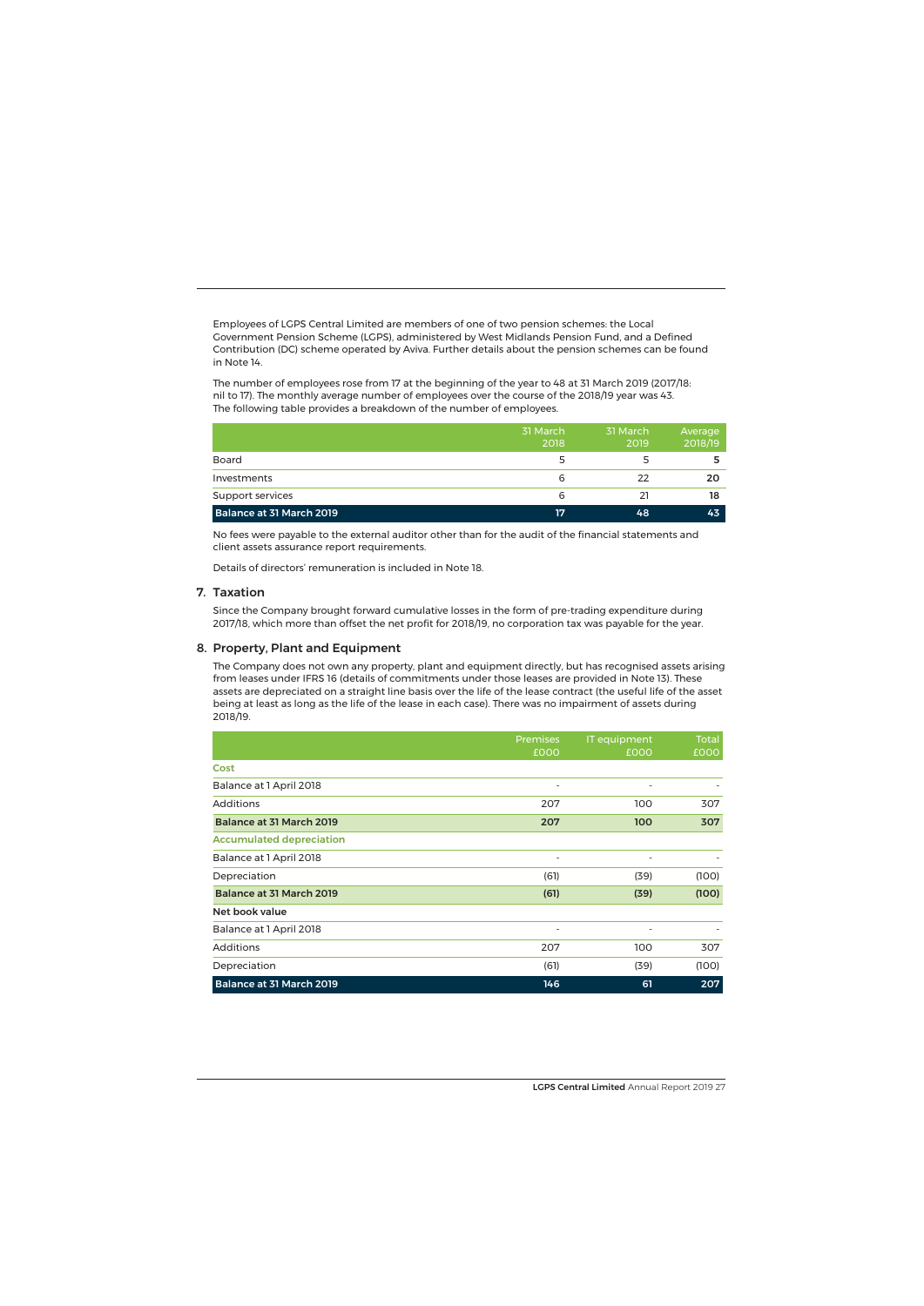Employees of LGPS Central Limited are members of one of two pension schemes: the Local Government Pension Scheme (LGPS), administered by West Midlands Pension Fund, and a Defined Contribution (DC) scheme operated by Aviva. Further details about the pension schemes can be found in Note 14.

The number of employees rose from 17 at the beginning of the year to 48 at 31 March 2019 (2017/18: nil to 17). The monthly average number of employees over the course of the 2018/19 year was 43. The following table provides a breakdown of the number of employees.

| | 31 March 2018 | 31 March 2019 | Average 2018/19 |
|---|---|---|---|
| Board | 5 | 5 | **5** |
| Investments | 6 | 22 | **20** |
| Support services | 6 | 21 | **18** |
| **Balance at 31 March 2019** | **17** | **48** | **43** |

No fees were payable to the external auditor other than for the audit of the financial statements and client assets assurance report requirements.

Details of directors' remuneration is included in Note 18.

## 7. Taxation

Since the Company brought forward cumulative losses in the form of pre-trading expenditure during 2017/18, which more than offset the net profit for 2018/19, no corporation tax was payable for the year.

## 8. Property, Plant and Equipment

The Company does not own any property, plant and equipment directly, but has recognised assets arising from leases under IFRS 16 (details of commitments under those leases are provided in Note 13). These assets are depreciated on a straight line basis over the life of the lease contract (the useful life of the asset being at least as long as the life of the lease in each case). There was no impairment of assets during 2018/19.

| | Premises £000 | IT equipment £000 | Total £000 |
|---|---|---|---|
| **Cost** | | | |
| Balance at 1 April 2018 | - | - | - |
| Additions | 207 | 100 | 307 |
| **Balance at 31 March 2019** | **207** | **100** | **307** |
| **Accumulated depreciation** | | | |
| Balance at 1 April 2018 | - | - | - |
| Depreciation | (61) | (39) | (100) |
| **Balance at 31 March 2019** | **(61)** | **(39)** | **(100)** |
| **Net book value** | | | |
| Balance at 1 April 2018 | - | - | - |
| Additions | 207 | 100 | 307 |
| Depreciation | (61) | (39) | (100) |
| **Balance at 31 March 2019** | **146** | **61** | **207** |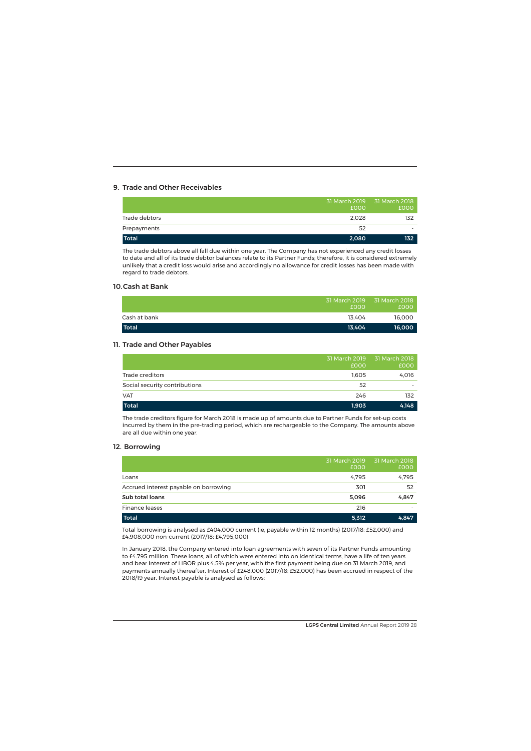## 9. Trade and Other Receivables

| | 31 March 2019 £000 | 31 March 2018 £000 |
|---|---|---|
| Trade debtors | 2,028 | 132 |
| Prepayments | 52 | - |
| **Total** | **2,080** | **132** |

The trade debtors above all fall due within one year. The Company has not experienced any credit losses to date and all of its trade debtor balances relate to its Partner Funds; therefore, it is considered extremely unlikely that a credit loss would arise and accordingly no allowance for credit losses has been made with regard to trade debtors.

## 10. Cash at Bank

| | 31 March 2019 £000 | 31 March 2018 £000 |
|---|---|---|
| Cash at bank | 13,404 | 16,000 |
| **Total** | **13,404** | **16,000** |

## 11. Trade and Other Payables

| | 31 March 2019 £000 | 31 March 2018 £000 |
|---|---|---|
| Trade creditors | 1,605 | 4,016 |
| Social security contributions | 52 | - |
| VAT | 246 | 132 |
| **Total** | **1,903** | **4,148** |

The trade creditors figure for March 2018 is made up of amounts due to Partner Funds for set-up costs incurred by them in the pre-trading period, which are rechargeable to the Company. The amounts above are all due within one year.

## 12. Borrowing

| | 31 March 2019 £000 | 31 March 2018 £000 |
|---|---|---|
| Loans | 4,795 | 4,795 |
| Accrued interest payable on borrowing | 301 | 52 |
| **Sub total loans** | **5,096** | **4,847** |
| Finance leases | 216 | - |
| **Total** | **5,312** | **4,847** |

Total borrowing is analysed as £404,000 current (ie, payable within 12 months) (2017/18: £52,000) and £4,908,000 non-current (2017/18: £4,795,000)

In January 2018, the Company entered into loan agreements with seven of its Partner Funds amounting to £4.795 million. These loans, all of which were entered into on identical terms, have a life of ten years and bear interest of LIBOR plus 4.5% per year, with the first payment being due on 31 March 2019, and payments annually thereafter. Interest of £248,000 (2017/18: £52,000) has been accrued in respect of the 2018/19 year. Interest payable is analysed as follows: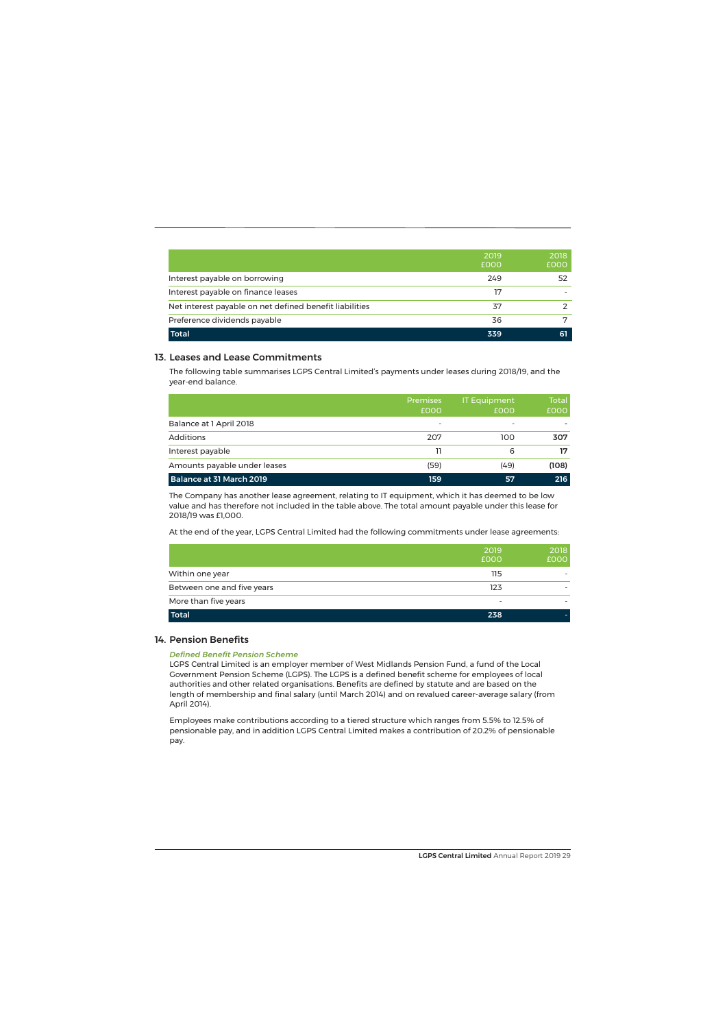| | 2019 £000 | 2018 £000 |
|---|---|---|
| Interest payable on borrowing | 249 | 52 |
| Interest payable on finance leases | 17 | - |
| Net interest payable on net defined benefit liabilities | 37 | 2 |
| Preference dividends payable | 36 | 7 |
| **Total** | **339** | **61** |

## 13. Leases and Lease Commitments

The following table summarises LGPS Central Limited's payments under leases during 2018/19, and the year-end balance.

| | Premises £000 | IT Equipment £000 | Total £000 |
|---|---|---|---|
| Balance at 1 April 2018 | - | - | - |
| Additions | 207 | 100 | **307** |
| Interest payable | 11 | 6 | **17** |
| Amounts payable under leases | (59) | (49) | **(108)** |
| **Balance at 31 March 2019** | **159** | **57** | **216** |

The Company has another lease agreement, relating to IT equipment, which it has deemed to be low value and has therefore not included in the table above. The total amount payable under this lease for 2018/19 was £1,000.

At the end of the year, LGPS Central Limited had the following commitments under lease agreements:

| | 2019 £000 | 2018 £000 |
|---|---|---|
| Within one year | 115 | - |
| Between one and five years | 123 | - |
| More than five years | - | - |
| **Total** | **238** | **-** |

## 14. Pension Benefits

***Defined Benefit Pension Scheme***

LGPS Central Limited is an employer member of West Midlands Pension Fund, a fund of the Local Government Pension Scheme (LGPS). The LGPS is a defined benefit scheme for employees of local authorities and other related organisations. Benefits are defined by statute and are based on the length of membership and final salary (until March 2014) and on revalued career-average salary (from April 2014).

Employees make contributions according to a tiered structure which ranges from 5.5% to 12.5% of pensionable pay, and in addition LGPS Central Limited makes a contribution of 20.2% of pensionable pay.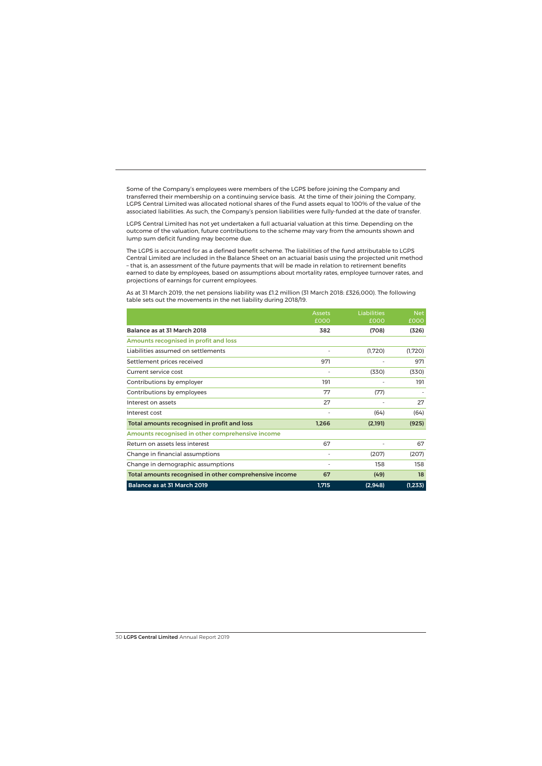Some of the Company's employees were members of the LGPS before joining the Company and transferred their membership on a continuing service basis. At the time of their joining the Company, LGPS Central Limited was allocated notional shares of the Fund assets equal to 100% of the value of the associated liabilities. As such, the Company's pension liabilities were fully-funded at the date of transfer.

LGPS Central Limited has not yet undertaken a full actuarial valuation at this time. Depending on the outcome of the valuation, future contributions to the scheme may vary from the amounts shown and lump sum deficit funding may become due.

The LGPS is accounted for as a defined benefit scheme. The liabilities of the fund attributable to LGPS Central Limited are included in the Balance Sheet on an actuarial basis using the projected unit method – that is, an assessment of the future payments that will be made in relation to retirement benefits earned to date by employees, based on assumptions about mortality rates, employee turnover rates, and projections of earnings for current employees.

As at 31 March 2019, the net pensions liability was £1.2 million (31 March 2018: £326,000). The following table sets out the movements in the net liability during 2018/19.

| | Assets £000 | Liabilities £000 | Net £000 |
|---|---|---|---|
| **Balance as at 31 March 2018** | **382** | **(708)** | **(326)** |
| **Amounts recognised in profit and loss** | | | |
| Liabilities assumed on settlements | - | (1,720) | (1,720) |
| Settlement prices received | 971 | - | 971 |
| Current service cost | - | (330) | (330) |
| Contributions by employer | 191 | - | 191 |
| Contributions by employees | 77 | (77) | - |
| Interest on assets | 27 | - | 27 |
| Interest cost | - | (64) | (64) |
| **Total amounts recognised in profit and loss** | **1,266** | **(2,191)** | **(925)** |
| **Amounts recognised in other comprehensive income** | | | |
| Return on assets less interest | 67 | - | 67 |
| Change in financial assumptions | - | (207) | (207) |
| Change in demographic assumptions | - | 158 | 158 |
| **Total amounts recognised in other comprehensive income** | **67** | **(49)** | **18** |
| **Balance as at 31 March 2019** | **1,715** | **(2,948)** | **(1,233)** |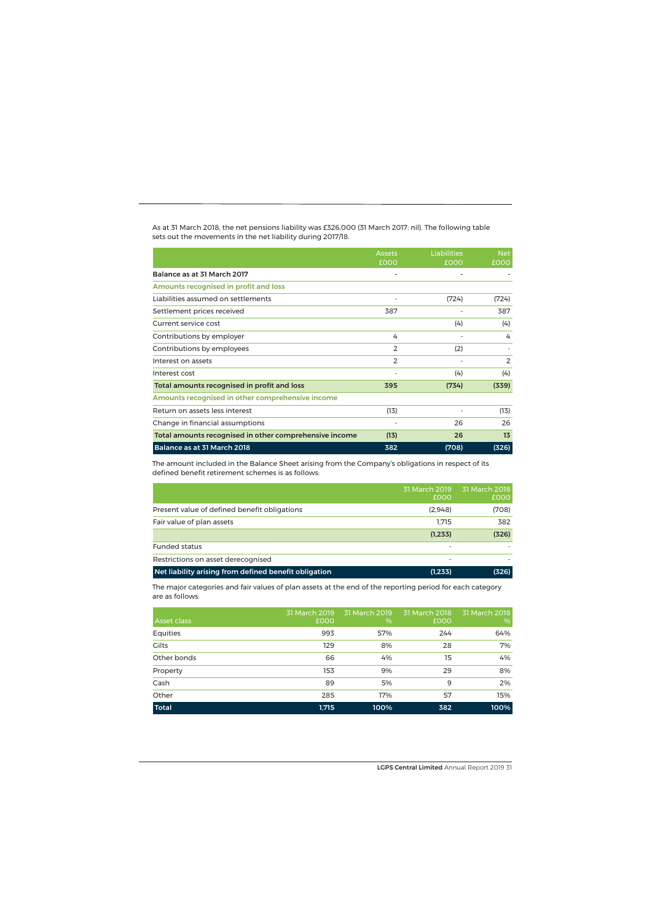As at 31 March 2018, the net pensions liability was £326,000 (31 March 2017: nil). The following table sets out the movements in the net liability during 2017/18.

| | Assets £000 | Liabilities £000 | Net £000 |
|---|---|---|---|
| **Balance as at 31 March 2017** | - | - | - |
| **Amounts recognised in profit and loss** | | | |
| Liabilities assumed on settlements | - | (724) | (724) |
| Settlement prices received | 387 | - | 387 |
| Current service cost | | (4) | (4) |
| Contributions by employer | 4 | - | 4 |
| Contributions by employees | 2 | (2) | - |
| Interest on assets | 2 | - | 2 |
| Interest cost | - | (4) | (4) |
| **Total amounts recognised in profit and loss** | **395** | **(734)** | **(339)** |
| **Amounts recognised in other comprehensive income** | | | |
| Return on assets less interest | (13) | - | (13) |
| Change in financial assumptions | - | 26 | 26 |
| **Total amounts recognised in other comprehensive income** | **(13)** | **26** | **13** |
| **Balance as at 31 March 2018** | **382** | **(708)** | **(326)** |

The amount included in the Balance Sheet arising from the Company's obligations in respect of its defined benefit retirement schemes is as follows:

| | 31 March 2019 £000 | 31 March 2018 £000 |
|---|---|---|
| Present value of defined benefit obligations | (2,948) | (708) |
| Fair value of plan assets | 1,715 | 382 |
| | **(1,233)** | **(326)** |
| Funded status | - | - |
| Restrictions on asset derecognised | - | - |
| **Net liability arising from defined benefit obligation** | **(1,233)** | **(326)** |

The major categories and fair values of plan assets at the end of the reporting period for each category are as follows:

| Asset class | 31 March 2019 £000 | 31 March 2019 % | 31 March 2018 £000 | 31 March 2018 % |
|---|---|---|---|---|
| Equities | 993 | 57% | 244 | 64% |
| Gilts | 129 | 8% | 28 | 7% |
| Other bonds | 66 | 4% | 15 | 4% |
| Property | 153 | 9% | 29 | 8% |
| Cash | 89 | 5% | 9 | 2% |
| Other | 285 | 17% | 57 | 15% |
| **Total** | **1,715** | **100%** | **382** | **100%** |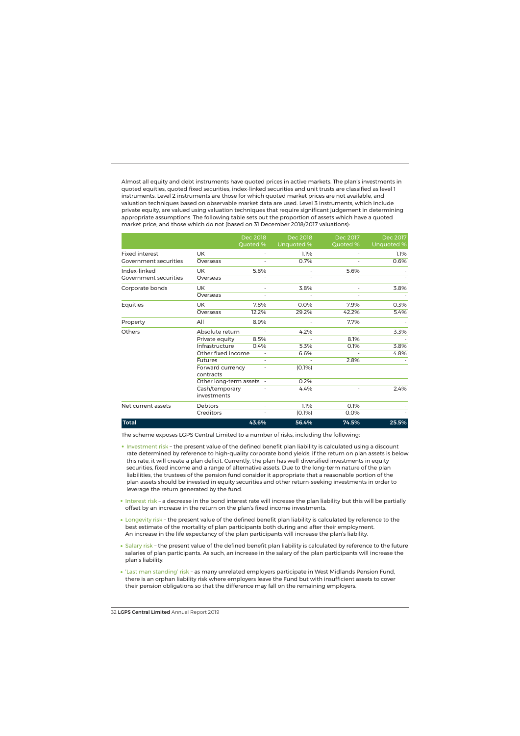Almost all equity and debt instruments have quoted prices in active markets. The plan's investments in quoted equities, quoted fixed securities, index-linked securities and unit trusts are classified as level 1 instruments. Level 2 instruments are those for which quoted market prices are not available, and valuation techniques based on observable market data are used. Level 3 instruments, which include private equity, are valued using valuation techniques that require significant judgement in determining appropriate assumptions. The following table sets out the proportion of assets which have a quoted market price, and those which do not (based on 31 December 2018/2017 valuations):

| | | Dec 2018 Quoted % | Dec 2018 Unquoted % | Dec 2017 Quoted % | Dec 2017 Unquoted % |
|---|---|---|---|---|---|
| Fixed interest Government securities | UK | - | 1.1% | - | 1.1% |
| | Overseas | - | 0.7% | - | 0.6% |
| Index-linked Government securities | UK | 5.8% | - | 5.6% | - |
| | Overseas | - | - | - | - |
| Corporate bonds | UK | - | 3.8% | - | 3.8% |
| | Overseas | - | - | - | - |
| Equities | UK | 7.8% | 0.0% | 7.9% | 0.3% |
| | Overseas | 12.2% | 29.2% | 42.2% | 5.4% |
| Property | All | 8.9% | - | 7.7% | - |
| Others | Absolute return | - | 4.2% | - | 3.3% |
| | Private equity | 8.5% | - | 8.1% | - |
| | Infrastructure | 0.4% | 5.3% | 0.1% | 3.8% |
| | Other fixed income | - | 6.6% | - | 4.8% |
| | Futures | - | - | 2.8% | - |
| | Forward currency contracts | - | (0.1%) | | |
| | Other long-term assets | - | 0.2% | | |
| | Cash/temporary investments | - | 4.4% | - | 2.4% |
| Net current assets | Debtors | - | 1.1% | 0.1% | - |
| | Creditors | - | (0.1%) | 0.0% | - |
| **Total** | | **43.6%** | **56.4%** | **74.5%** | **25.5%** |

The scheme exposes LGPS Central Limited to a number of risks, including the following:

- Investment risk – the present value of the defined benefit plan liability is calculated using a discount rate determined by reference to high-quality corporate bond yields; if the return on plan assets is below this rate, it will create a plan deficit. Currently, the plan has well-diversified investments in equity securities, fixed income and a range of alternative assets. Due to the long-term nature of the plan liabilities, the trustees of the pension fund consider it appropriate that a reasonable portion of the plan assets should be invested in equity securities and other return-seeking investments in order to leverage the return generated by the fund.
- Interest risk – a decrease in the bond interest rate will increase the plan liability but this will be partially offset by an increase in the return on the plan's fixed income investments.
- Longevity risk – the present value of the defined benefit plan liability is calculated by reference to the best estimate of the mortality of plan participants both during and after their employment. An increase in the life expectancy of the plan participants will increase the plan's liability.
- Salary risk – the present value of the defined benefit plan liability is calculated by reference to the future salaries of plan participants. As such, an increase in the salary of the plan participants will increase the plan's liability.
- 'Last man standing' risk – as many unrelated employers participate in West Midlands Pension Fund, there is an orphan liability risk where employers leave the Fund but with insufficient assets to cover their pension obligations so that the difference may fall on the remaining employers.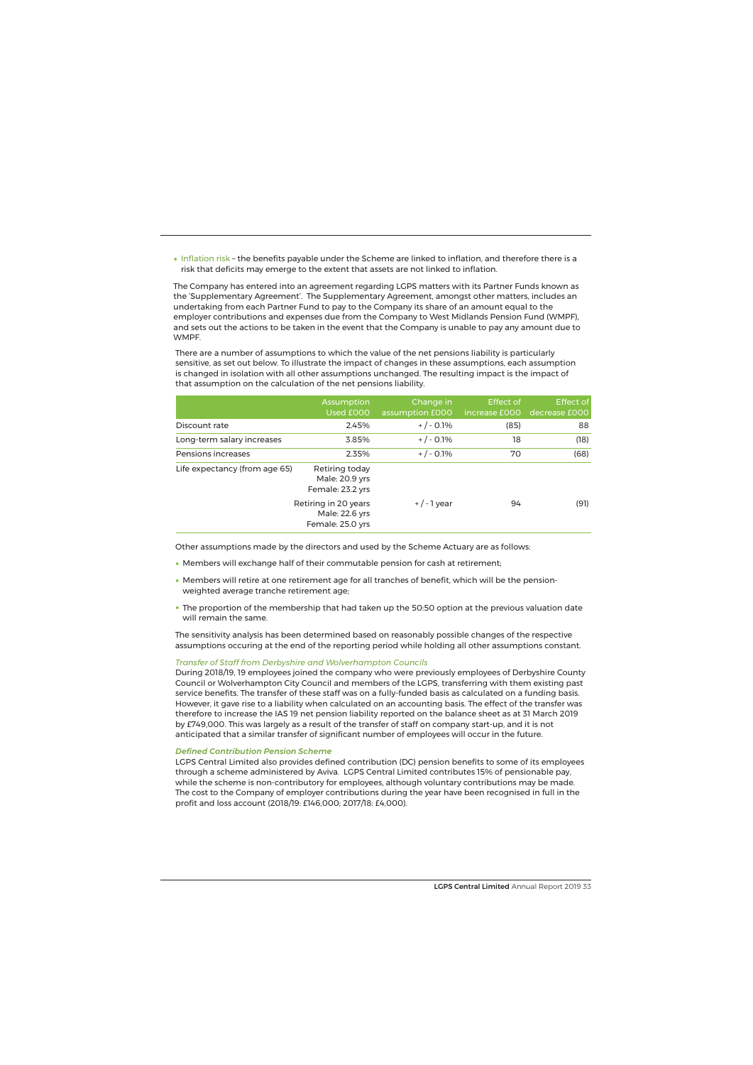- Inflation risk – the benefits payable under the Scheme are linked to inflation, and therefore there is a risk that deficits may emerge to the extent that assets are not linked to inflation.

The Company has entered into an agreement regarding LGPS matters with its Partner Funds known as the 'Supplementary Agreement'. The Supplementary Agreement, amongst other matters, includes an undertaking from each Partner Fund to pay to the Company its share of an amount equal to the employer contributions and expenses due from the Company to West Midlands Pension Fund (WMPF), and sets out the actions to be taken in the event that the Company is unable to pay any amount due to WMPF.

There are a number of assumptions to which the value of the net pensions liability is particularly sensitive, as set out below. To illustrate the impact of changes in these assumptions, each assumption is changed in isolation with all other assumptions unchanged. The resulting impact is the impact of that assumption on the calculation of the net pensions liability.

| | Assumption Used £000 | Change in assumption £000 | Effect of increase £000 | Effect of decrease £000 |
|---|---|---|---|---|
| Discount rate | 2.45% | + / - 0.1% | (85) | 88 |
| Long-term salary increases | 3.85% | + / - 0.1% | 18 | (18) |
| Pensions increases | 2.35% | + / - 0.1% | 70 | (68) |
| Life expectancy (from age 65) | Retiring today Male: 20.9 yrs Female: 23.2 yrs | | | |
| | Retiring in 20 years Male: 22.6 yrs Female: 25.0 yrs | + / - 1 year | 94 | (91) |

Other assumptions made by the directors and used by the Scheme Actuary are as follows:

- Members will exchange half of their commutable pension for cash at retirement;
- Members will retire at one retirement age for all tranches of benefit, which will be the pension-weighted average tranche retirement age;
- The proportion of the membership that had taken up the 50:50 option at the previous valuation date will remain the same.

The sensitivity analysis has been determined based on reasonably possible changes of the respective assumptions occuring at the end of the reporting period while holding all other assumptions constant.

*Transfer of Staff from Derbyshire and Wolverhampton Councils*

During 2018/19, 19 employees joined the company who were previously employees of Derbyshire County Council or Wolverhampton City Council and members of the LGPS, transferring with them existing past service benefits. The transfer of these staff was on a fully-funded basis as calculated on a funding basis. However, it gave rise to a liability when calculated on an accounting basis. The effect of the transfer was therefore to increase the IAS 19 net pension liability reported on the balance sheet as at 31 March 2019 by £749,000. This was largely as a result of the transfer of staff on company start-up, and it is not anticipated that a similar transfer of significant number of employees will occur in the future.

***Defined Contribution Pension Scheme***

LGPS Central Limited also provides defined contribution (DC) pension benefits to some of its employees through a scheme administered by Aviva. LGPS Central Limited contributes 15% of pensionable pay, while the scheme is non-contributory for employees, although voluntary contributions may be made. The cost to the Company of employer contributions during the year have been recognised in full in the profit and loss account (2018/19: £146,000; 2017/18: £4,000).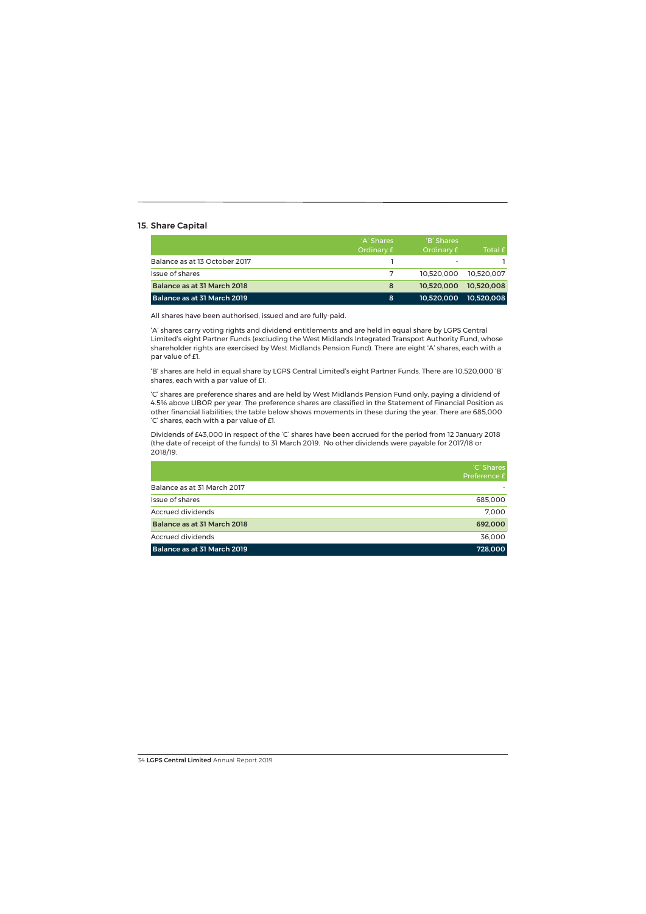## 15. Share Capital

| | 'A' Shares Ordinary £ | 'B' Shares Ordinary £ | Total £ |
|---|---|---|---|
| Balance as at 13 October 2017 | 1 | - | 1 |
| Issue of shares | 7 | 10,520,000 | 10,520,007 |
| **Balance as at 31 March 2018** | **8** | **10,520,000** | **10,520,008** |
| **Balance as at 31 March 2019** | **8** | **10,520,000** | **10,520,008** |

All shares have been authorised, issued and are fully-paid.

'A' shares carry voting rights and dividend entitlements and are held in equal share by LGPS Central Limited's eight Partner Funds (excluding the West Midlands Integrated Transport Authority Fund, whose shareholder rights are exercised by West Midlands Pension Fund). There are eight 'A' shares, each with a par value of £1.

'B' shares are held in equal share by LGPS Central Limited's eight Partner Funds. There are 10,520,000 'B' shares, each with a par value of £1.

'C' shares are preference shares and are held by West Midlands Pension Fund only, paying a dividend of 4.5% above LIBOR per year. The preference shares are classified in the Statement of Financial Position as other financial liabilities; the table below shows movements in these during the year. There are 685,000 'C' shares, each with a par value of £1.

Dividends of £43,000 in respect of the 'C' shares have been accrued for the period from 12 January 2018 (the date of receipt of the funds) to 31 March 2019. No other dividends were payable for 2017/18 or 2018/19.

| | 'C' Shares Preference £ |
|---|---|
| Balance as at 31 March 2017 | - |
| Issue of shares | 685,000 |
| Accrued dividends | 7,000 |
| **Balance as at 31 March 2018** | **692,000** |
| Accrued dividends | 36,000 |
| **Balance as at 31 March 2019** | **728,000** |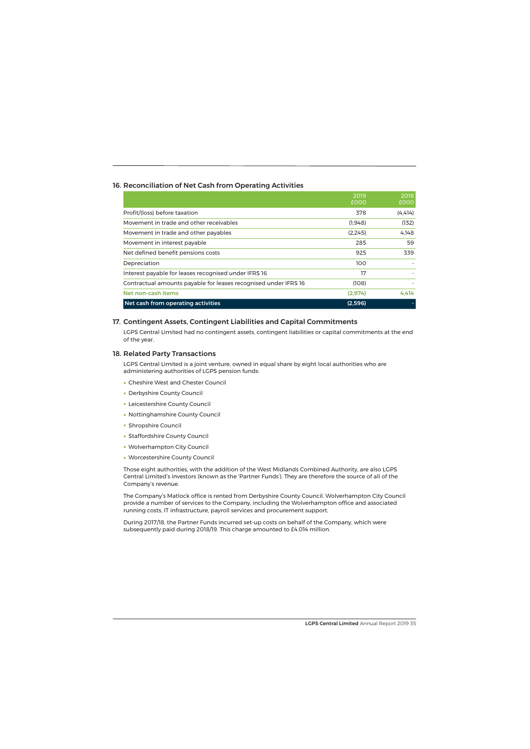## 16. Reconciliation of Net Cash from Operating Activities

| | 2019 £000 | 2018 £000 |
|---|---|---|
| Profit/(loss) before taxation | 378 | (4,414) |
| Movement in trade and other receivables | (1,948) | (132) |
| Movement in trade and other payables | (2,245) | 4,148 |
| Movement in interest payable | 285 | 59 |
| Net defined benefit pensions costs | 925 | 339 |
| Depreciation | 100 | - |
| Interest payable for leases recognised under IFRS 16 | 17 | - |
| Contractual amounts payable for leases recognised under IFRS 16 | (108) | - |
| Net non-cash items | (2,974) | 4,414 |
| **Net cash from operating activities** | **(2,596)** | **-** |

## 17. Contingent Assets, Contingent Liabilities and Capital Commitments

LGPS Central Limited had no contingent assets, contingent liabilities or capital commitments at the end of the year.

## 18. Related Party Transactions

LGPS Central Limited is a joint venture, owned in equal share by eight local authorities who are administering authorities of LGPS pension funds:

- Cheshire West and Chester Council
- Derbyshire County Council
- Leicestershire County Council
- Nottinghamshire County Council
- Shropshire Council
- Staffordshire County Council
- Wolverhampton City Council
- Worcestershire County Council

Those eight authorities, with the addition of the West Midlands Combined Authority, are also LGPS Central Limited's investors (known as the 'Partner Funds'). They are therefore the source of all of the Company's revenue.

The Company's Matlock office is rented from Derbyshire County Council. Wolverhampton City Council provide a number of services to the Company, including the Wolverhampton office and associated running costs, IT infrastructure, payroll services and procurement support.

During 2017/18, the Partner Funds incurred set-up costs on behalf of the Company, which were subsequently paid during 2018/19. This charge amounted to £4.014 million.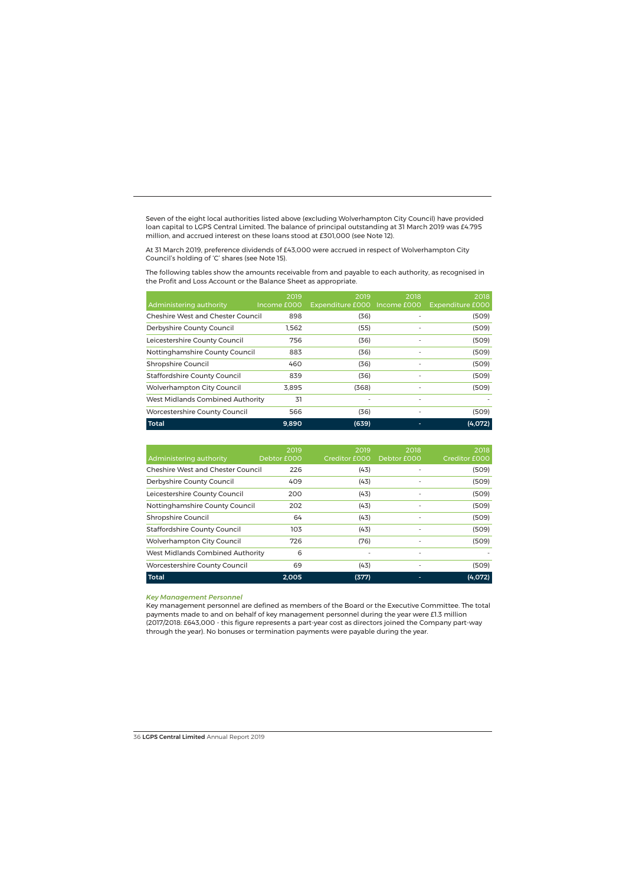Seven of the eight local authorities listed above (excluding Wolverhampton City Council) have provided loan capital to LGPS Central Limited. The balance of principal outstanding at 31 March 2019 was £4.795 million, and accrued interest on these loans stood at £301,000 (see Note 12).

At 31 March 2019, preference dividends of £43,000 were accrued in respect of Wolverhampton City Council's holding of 'C' shares (see Note 15).

The following tables show the amounts receivable from and payable to each authority, as recognised in the Profit and Loss Account or the Balance Sheet as appropriate.

| Administering authority | 2019 Income £000 | 2019 Expenditure £000 | 2018 Income £000 | 2018 Expenditure £000 |
|---|---|---|---|---|
| Cheshire West and Chester Council | 898 | (36) | - | (509) |
| Derbyshire County Council | 1,562 | (55) | - | (509) |
| Leicestershire County Council | 756 | (36) | - | (509) |
| Nottinghamshire County Council | 883 | (36) | - | (509) |
| Shropshire Council | 460 | (36) | - | (509) |
| Staffordshire County Council | 839 | (36) | - | (509) |
| Wolverhampton City Council | 3,895 | (368) | - | (509) |
| West Midlands Combined Authority | 31 | - | - | - |
| Worcestershire County Council | 566 | (36) | - | (509) |
| **Total** | **9,890** | **(639)** | **-** | **(4,072)** |

| Administering authority | 2019 Debtor £000 | 2019 Creditor £000 | 2018 Debtor £000 | 2018 Creditor £000 |
|---|---|---|---|---|
| Cheshire West and Chester Council | 226 | (43) | - | (509) |
| Derbyshire County Council | 409 | (43) | - | (509) |
| Leicestershire County Council | 200 | (43) | - | (509) |
| Nottinghamshire County Council | 202 | (43) | - | (509) |
| Shropshire Council | 64 | (43) | - | (509) |
| Staffordshire County Council | 103 | (43) | - | (509) |
| Wolverhampton City Council | 726 | (76) | - | (509) |
| West Midlands Combined Authority | 6 | - | - | - |
| Worcestershire County Council | 69 | (43) | - | (509) |
| **Total** | **2,005** | **(377)** | **-** | **(4,072)** |

*Key Management Personnel*

Key management personnel are defined as members of the Board or the Executive Committee. The total payments made to and on behalf of key management personnel during the year were £1.3 million (2017/2018: £643,000 - this figure represents a part-year cost as directors joined the Company part-way through the year). No bonuses or termination payments were payable during the year.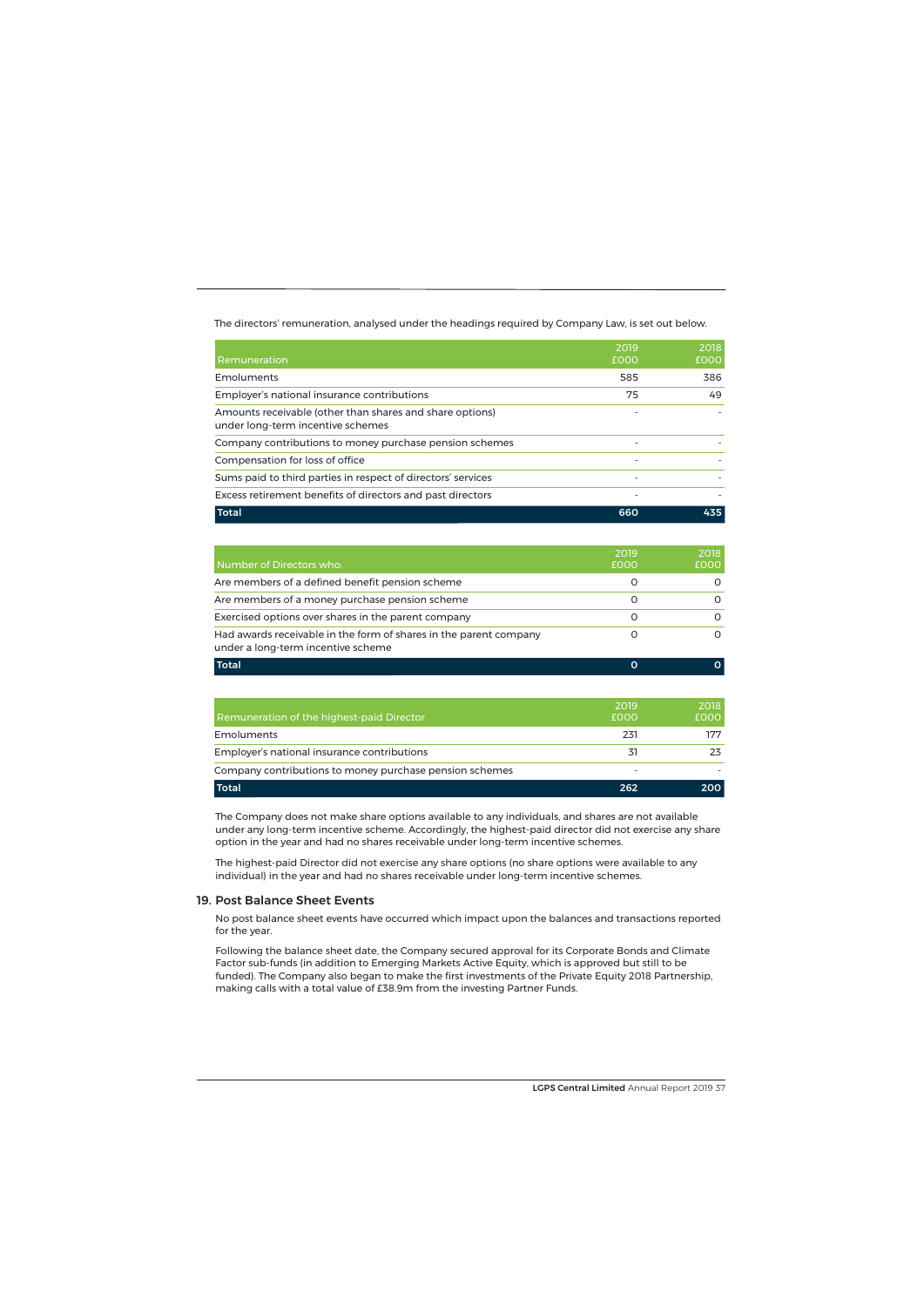The directors' remuneration, analysed under the headings required by Company Law, is set out below.

| Remuneration | 2019 £000 | 2018 £000 |
|---|---|---|
| Emoluments | 585 | 386 |
| Employer's national insurance contributions | 75 | 49 |
| Amounts receivable (other than shares and share options) under long-term incentive schemes | - | - |
| Company contributions to money purchase pension schemes | - | - |
| Compensation for loss of office | - | - |
| Sums paid to third parties in respect of directors' services | - | - |
| Excess retirement benefits of directors and past directors | - | - |
| **Total** | **660** | **435** |

| Number of Directors who: | 2019 £000 | 2018 £000 |
|---|---|---|
| Are members of a defined benefit pension scheme | 0 | 0 |
| Are members of a money purchase pension scheme | 0 | 0 |
| Exercised options over shares in the parent company | 0 | 0 |
| Had awards receivable in the form of shares in the parent company under a long-term incentive scheme | 0 | 0 |
| **Total** | **0** | **0** |

| Remuneration of the highest-paid Director | 2019 £000 | 2018 £000 |
|---|---|---|
| Emoluments | 231 | 177 |
| Employer's national insurance contributions | 31 | 23 |
| Company contributions to money purchase pension schemes | - | - |
| **Total** | **262** | **200** |

The Company does not make share options available to any individuals, and shares are not available under any long-term incentive scheme. Accordingly, the highest-paid director did not exercise any share option in the year and had no shares receivable under long-term incentive schemes.

The highest-paid Director did not exercise any share options (no share options were available to any individual) in the year and had no shares receivable under long-term incentive schemes.

## 19. Post Balance Sheet Events

No post balance sheet events have occurred which impact upon the balances and transactions reported for the year.

Following the balance sheet date, the Company secured approval for its Corporate Bonds and Climate Factor sub-funds (in addition to Emerging Markets Active Equity, which is approved but still to be funded). The Company also began to make the first investments of the Private Equity 2018 Partnership, making calls with a total value of £38.9m from the investing Partner Funds.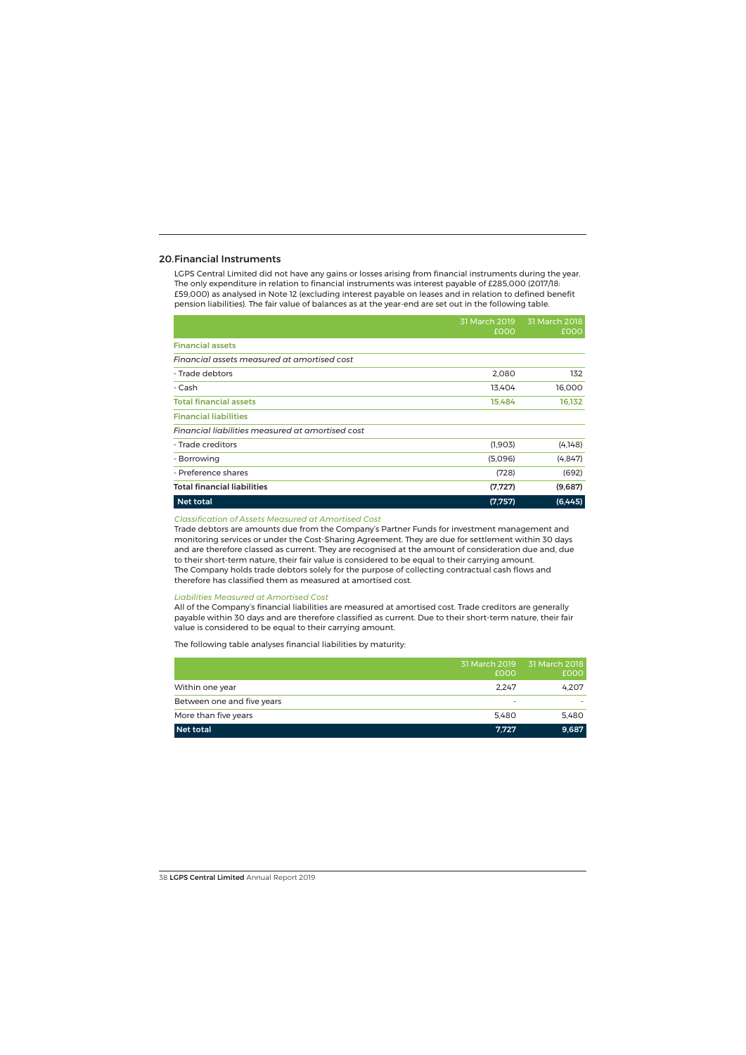## 20. Financial Instruments

LGPS Central Limited did not have any gains or losses arising from financial instruments during the year. The only expenditure in relation to financial instruments was interest payable of £285,000 (2017/18: £59,000) as analysed in Note 12 (excluding interest payable on leases and in relation to defined benefit pension liabilities). The fair value of balances as at the year-end are set out in the following table.

| | 31 March 2019 £000 | 31 March 2018 £000 |
|---|---|---|
| **Financial assets** | | |
| *Financial assets measured at amortised cost* | | |
| - Trade debtors | 2,080 | 132 |
| - Cash | 13,404 | 16,000 |
| **Total financial assets** | **15,484** | **16,132** |
| **Financial liabilities** | | |
| *Financial liabilities measured at amortised cost* | | |
| - Trade creditors | (1,903) | (4,148) |
| - Borrowing | (5,096) | (4,847) |
| - Preference shares | (728) | (692) |
| **Total financial liabilities** | **(7,727)** | **(9,687)** |
| **Net total** | **(7,757)** | **(6,445)** |

*Classification of Assets Measured at Amortised Cost*

Trade debtors are amounts due from the Company's Partner Funds for investment management and monitoring services or under the Cost-Sharing Agreement. They are due for settlement within 30 days and are therefore classed as current. They are recognised at the amount of consideration due and, due to their short-term nature, their fair value is considered to be equal to their carrying amount.
The Company holds trade debtors solely for the purpose of collecting contractual cash flows and therefore has classified them as measured at amortised cost.

*Liabilities Measured at Amortised Cost*

All of the Company's financial liabilities are measured at amortised cost. Trade creditors are generally payable within 30 days and are therefore classified as current. Due to their short-term nature, their fair value is considered to be equal to their carrying amount.

The following table analyses financial liabilities by maturity:

| | 31 March 2019 £000 | 31 March 2018 £000 |
|---|---|---|
| Within one year | 2,247 | 4,207 |
| Between one and five years | - | - |
| More than five years | 5,480 | 5,480 |
| **Net total** | **7,727** | **9,687** |